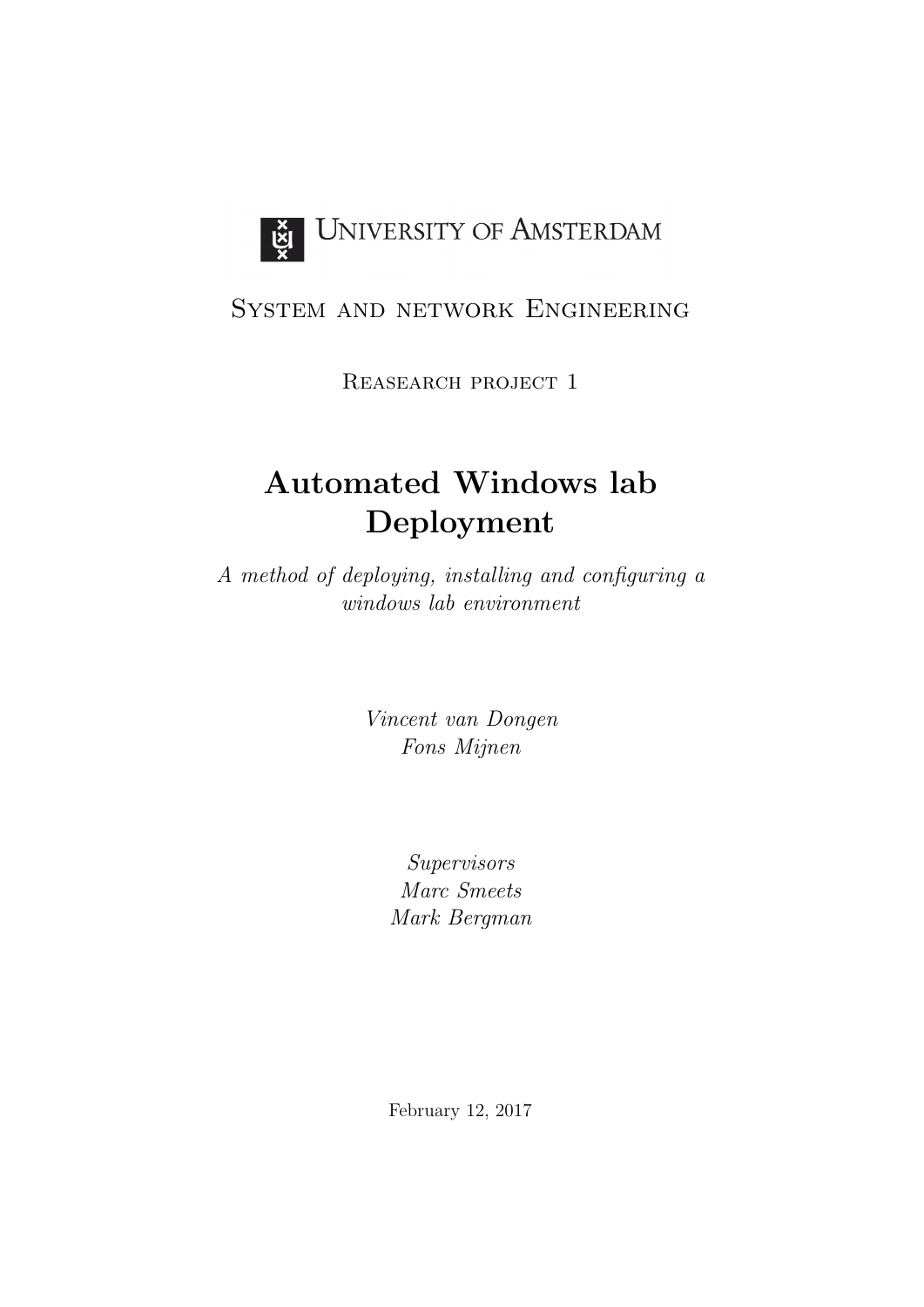University of Amsterdam

System and network Engineering

Reasearch project 1

# Automated Windows lab Deployment

*A method of deploying, installing and configuring a windows lab environment*

*Vincent van Dongen*
*Fons Mijnen*

*Supervisors*
*Marc Smeets*
*Mark Bergman*

February 12, 2017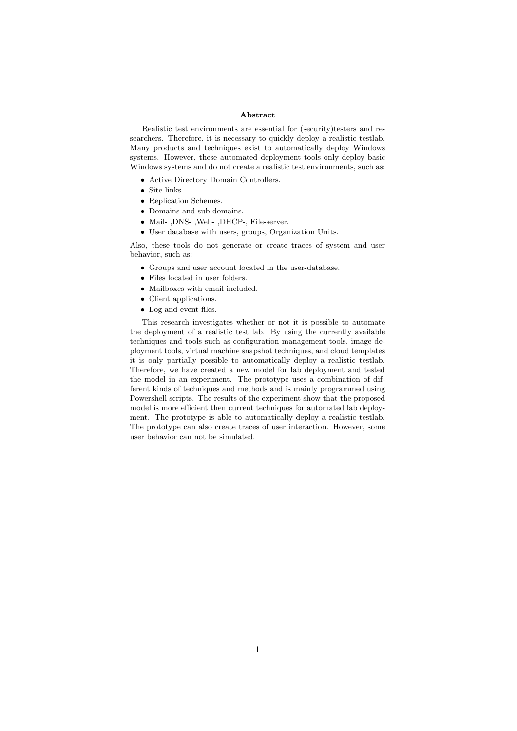## Abstract

Realistic test environments are essential for (security)testers and researchers. Therefore, it is necessary to quickly deploy a realistic testlab. Many products and techniques exist to automatically deploy Windows systems. However, these automated deployment tools only deploy basic Windows systems and do not create a realistic test environments, such as:

- Active Directory Domain Controllers.
- Site links.
- Replication Schemes.
- Domains and sub domains.
- Mail- ,DNS- ,Web- ,DHCP-, File-server.
- User database with users, groups, Organization Units.

Also, these tools do not generate or create traces of system and user behavior, such as:

- Groups and user account located in the user-database.
- Files located in user folders.
- Mailboxes with email included.
- Client applications.
- Log and event files.

This research investigates whether or not it is possible to automate the deployment of a realistic test lab. By using the currently available techniques and tools such as configuration management tools, image deployment tools, virtual machine snapshot techniques, and cloud templates it is only partially possible to automatically deploy a realistic testlab. Therefore, we have created a new model for lab deployment and tested the model in an experiment. The prototype uses a combination of different kinds of techniques and methods and is mainly programmed using Powershell scripts. The results of the experiment show that the proposed model is more efficient then current techniques for automated lab deployment. The prototype is able to automatically deploy a realistic testlab. The prototype can also create traces of user interaction. However, some user behavior can not be simulated.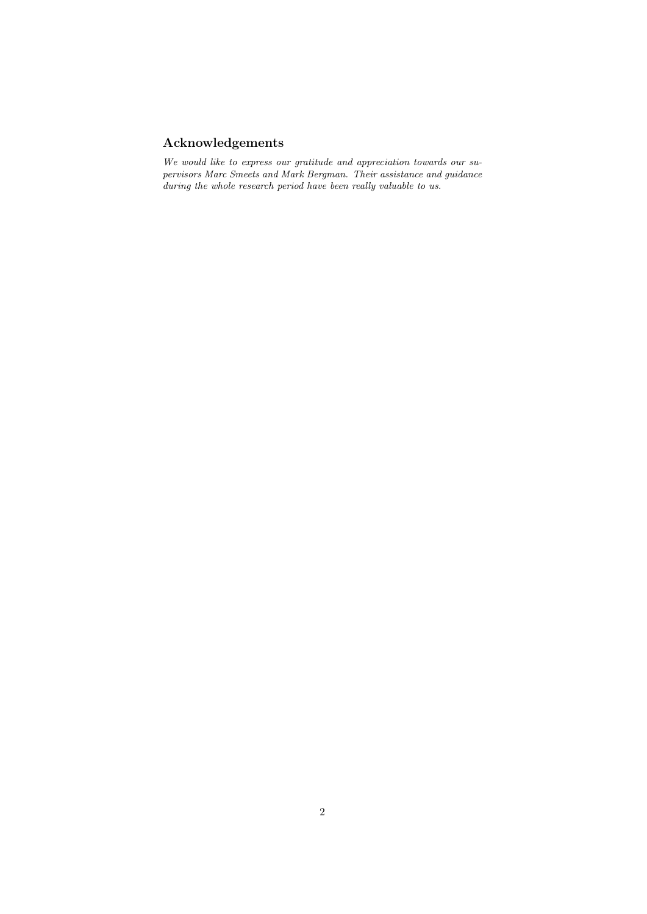## Acknowledgements

*We would like to express our gratitude and appreciation towards our supervisors Marc Smeets and Mark Bergman. Their assistance and guidance during the whole research period have been really valuable to us.*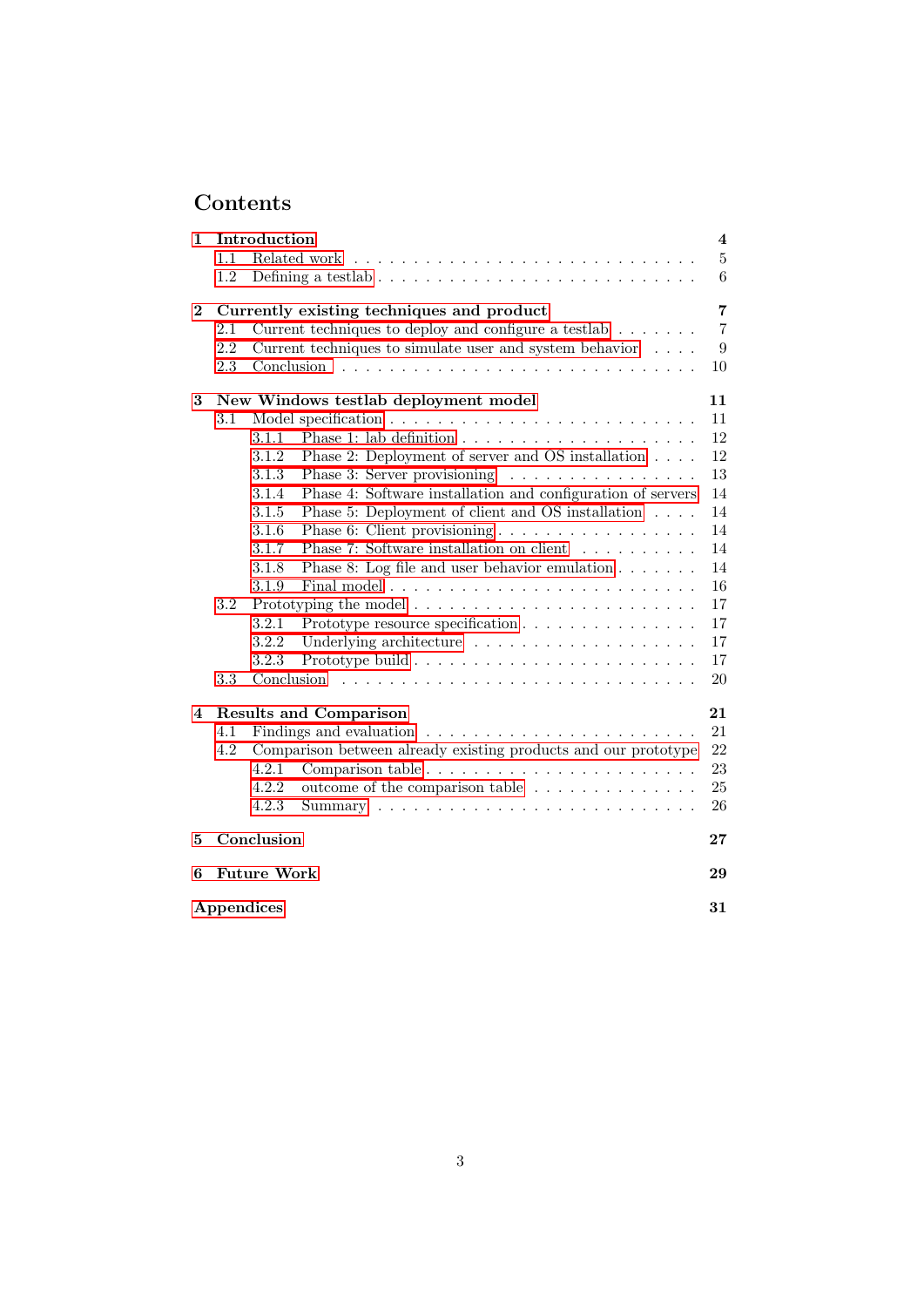# Contents

- **1 Introduction** — 4
  - 1.1 Related work — 5
  - 1.2 Defining a testlab — 6
- **2 Currently existing techniques and product** — 7
  - 2.1 Current techniques to deploy and configure a testlab — 7
  - 2.2 Current techniques to simulate user and system behavior — 9
  - 2.3 Conclusion — 10
- **3 New Windows testlab deployment model** — 11
  - 3.1 Model specification — 11
    - 3.1.1 Phase 1: lab definition — 12
    - 3.1.2 Phase 2: Deployment of server and OS installation — 12
    - 3.1.3 Phase 3: Server provisioning — 13
    - 3.1.4 Phase 4: Software installation and configuration of servers — 14
    - 3.1.5 Phase 5: Deployment of client and OS installation — 14
    - 3.1.6 Phase 6: Client provisioning — 14
    - 3.1.7 Phase 7: Software installation on client — 14
    - 3.1.8 Phase 8: Log file and user behavior emulation — 14
    - 3.1.9 Final model — 16
  - 3.2 Prototyping the model — 17
    - 3.2.1 Prototype resource specification — 17
    - 3.2.2 Underlying architecture — 17
    - 3.2.3 Prototype build — 17
  - 3.3 Conclusion — 20
- **4 Results and Comparison** — 21
  - 4.1 Findings and evaluation — 21
  - 4.2 Comparison between already existing products and our prototype — 22
    - 4.2.1 Comparison table — 23
    - 4.2.2 outcome of the comparison table — 25
    - 4.2.3 Summary — 26
- **5 Conclusion** — 27
- **6 Future Work** — 29
- **Appendices** — 31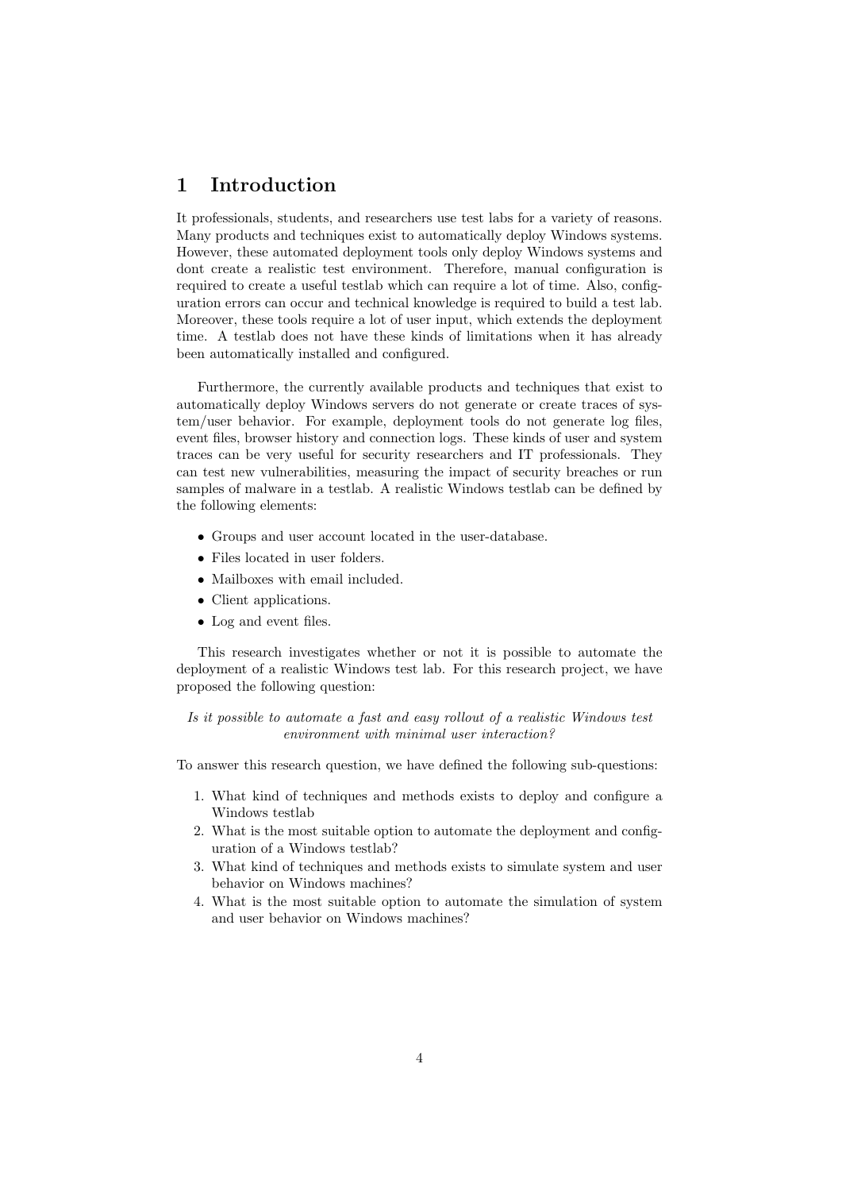# 1 Introduction

It professionals, students, and researchers use test labs for a variety of reasons. Many products and techniques exist to automatically deploy Windows systems. However, these automated deployment tools only deploy Windows systems and dont create a realistic test environment. Therefore, manual configuration is required to create a useful testlab which can require a lot of time. Also, configuration errors can occur and technical knowledge is required to build a test lab. Moreover, these tools require a lot of user input, which extends the deployment time. A testlab does not have these kinds of limitations when it has already been automatically installed and configured.

Furthermore, the currently available products and techniques that exist to automatically deploy Windows servers do not generate or create traces of system/user behavior. For example, deployment tools do not generate log files, event files, browser history and connection logs. These kinds of user and system traces can be very useful for security researchers and IT professionals. They can test new vulnerabilities, measuring the impact of security breaches or run samples of malware in a testlab. A realistic Windows testlab can be defined by the following elements:

- Groups and user account located in the user-database.
- Files located in user folders.
- Mailboxes with email included.
- Client applications.
- Log and event files.

This research investigates whether or not it is possible to automate the deployment of a realistic Windows test lab. For this research project, we have proposed the following question:

*Is it possible to automate a fast and easy rollout of a realistic Windows test environment with minimal user interaction?*

To answer this research question, we have defined the following sub-questions:

1. What kind of techniques and methods exists to deploy and configure a Windows testlab
2. What is the most suitable option to automate the deployment and configuration of a Windows testlab?
3. What kind of techniques and methods exists to simulate system and user behavior on Windows machines?
4. What is the most suitable option to automate the simulation of system and user behavior on Windows machines?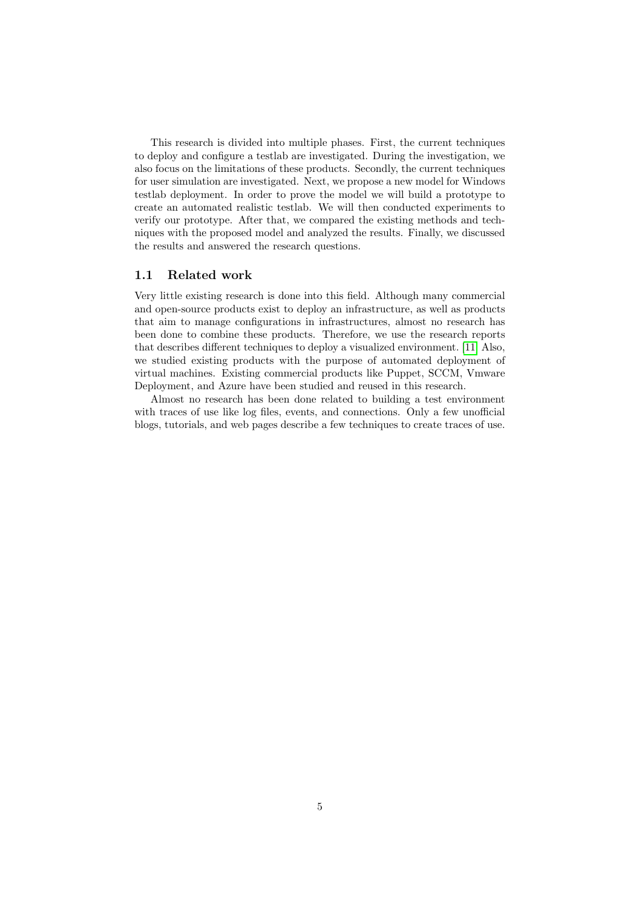This research is divided into multiple phases. First, the current techniques to deploy and configure a testlab are investigated. During the investigation, we also focus on the limitations of these products. Secondly, the current techniques for user simulation are investigated. Next, we propose a new model for Windows testlab deployment. In order to prove the model we will build a prototype to create an automated realistic testlab. We will then conducted experiments to verify our prototype. After that, we compared the existing methods and techniques with the proposed model and analyzed the results. Finally, we discussed the results and answered the research questions.

## 1.1 Related work

Very little existing research is done into this field. Although many commercial and open-source products exist to deploy an infrastructure, as well as products that aim to manage configurations in infrastructures, almost no research has been done to combine these products. Therefore, we use the research reports that describes different techniques to deploy a visualized environment. [11] Also, we studied existing products with the purpose of automated deployment of virtual machines. Existing commercial products like Puppet, SCCM, Vmware Deployment, and Azure have been studied and reused in this research.

Almost no research has been done related to building a test environment with traces of use like log files, events, and connections. Only a few unofficial blogs, tutorials, and web pages describe a few techniques to create traces of use.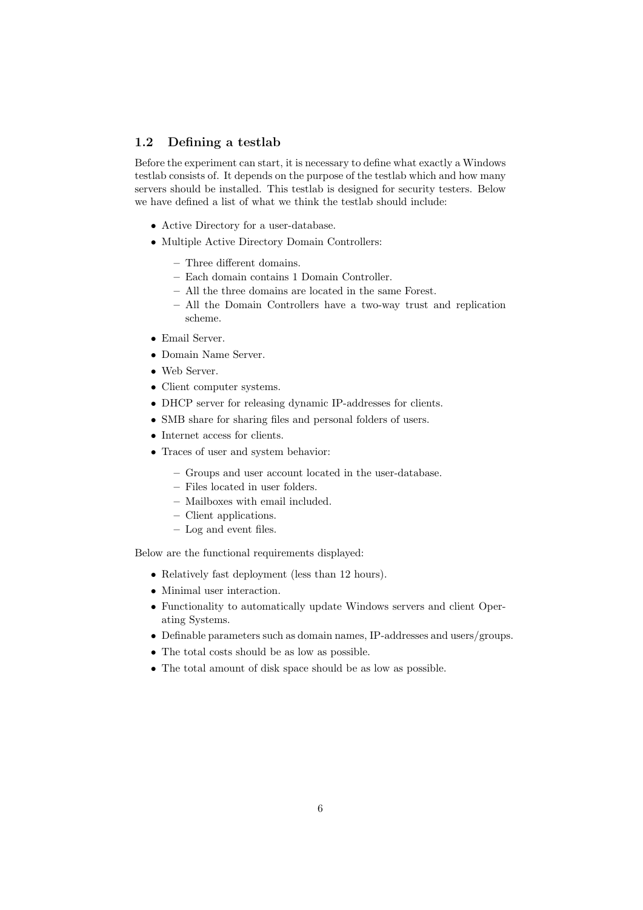## 1.2 Defining a testlab

Before the experiment can start, it is necessary to define what exactly a Windows testlab consists of. It depends on the purpose of the testlab which and how many servers should be installed. This testlab is designed for security testers. Below we have defined a list of what we think the testlab should include:

- Active Directory for a user-database.
- Multiple Active Directory Domain Controllers:
  - Three different domains.
  - Each domain contains 1 Domain Controller.
  - All the three domains are located in the same Forest.
  - All the Domain Controllers have a two-way trust and replication scheme.
- Email Server.
- Domain Name Server.
- Web Server.
- Client computer systems.
- DHCP server for releasing dynamic IP-addresses for clients.
- SMB share for sharing files and personal folders of users.
- Internet access for clients.
- Traces of user and system behavior:
  - Groups and user account located in the user-database.
  - Files located in user folders.
  - Mailboxes with email included.
  - Client applications.
  - Log and event files.

Below are the functional requirements displayed:

- Relatively fast deployment (less than 12 hours).
- Minimal user interaction.
- Functionality to automatically update Windows servers and client Operating Systems.
- Definable parameters such as domain names, IP-addresses and users/groups.
- The total costs should be as low as possible.
- The total amount of disk space should be as low as possible.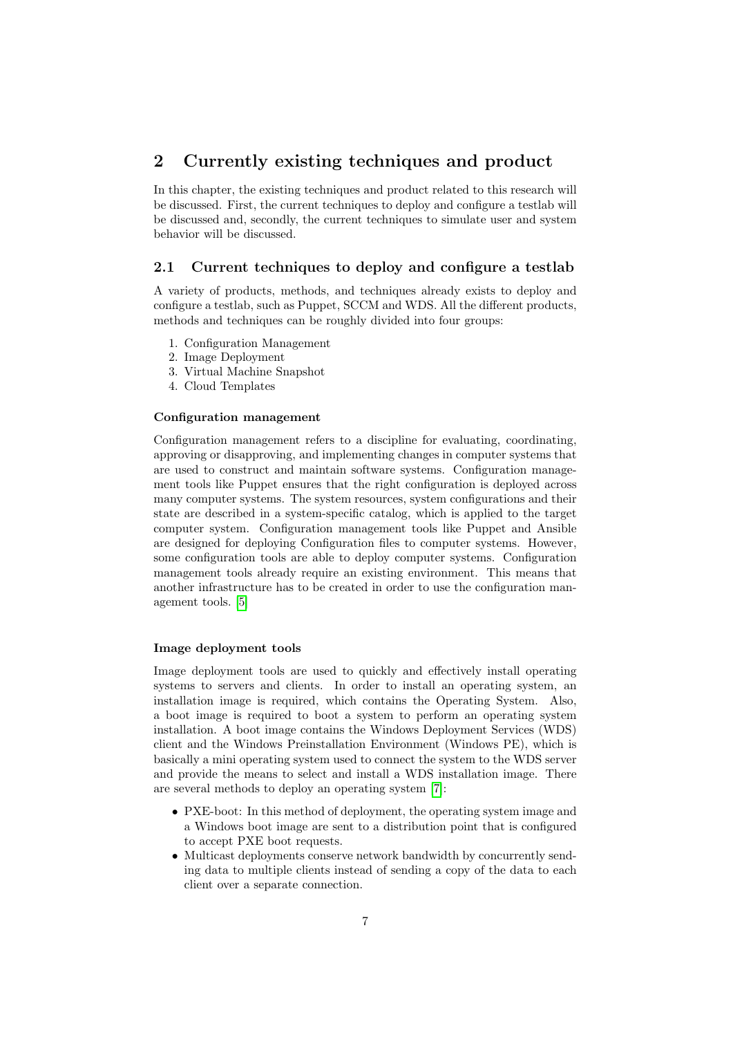## 2 Currently existing techniques and product

In this chapter, the existing techniques and product related to this research will be discussed. First, the current techniques to deploy and configure a testlab will be discussed and, secondly, the current techniques to simulate user and system behavior will be discussed.

### 2.1 Current techniques to deploy and configure a testlab

A variety of products, methods, and techniques already exists to deploy and configure a testlab, such as Puppet, SCCM and WDS. All the different products, methods and techniques can be roughly divided into four groups:

1. Configuration Management
2. Image Deployment
3. Virtual Machine Snapshot
4. Cloud Templates

#### Configuration management

Configuration management refers to a discipline for evaluating, coordinating, approving or disapproving, and implementing changes in computer systems that are used to construct and maintain software systems. Configuration management tools like Puppet ensures that the right configuration is deployed across many computer systems. The system resources, system configurations and their state are described in a system-specific catalog, which is applied to the target computer system. Configuration management tools like Puppet and Ansible are designed for deploying Configuration files to computer systems. However, some configuration tools are able to deploy computer systems. Configuration management tools already require an existing environment. This means that another infrastructure has to be created in order to use the configuration management tools. [5]

#### Image deployment tools

Image deployment tools are used to quickly and effectively install operating systems to servers and clients. In order to install an operating system, an installation image is required, which contains the Operating System. Also, a boot image is required to boot a system to perform an operating system installation. A boot image contains the Windows Deployment Services (WDS) client and the Windows Preinstallation Environment (Windows PE), which is basically a mini operating system used to connect the system to the WDS server and provide the means to select and install a WDS installation image. There are several methods to deploy an operating system [7]:

- PXE-boot: In this method of deployment, the operating system image and a Windows boot image are sent to a distribution point that is configured to accept PXE boot requests.
- Multicast deployments conserve network bandwidth by concurrently sending data to multiple clients instead of sending a copy of the data to each client over a separate connection.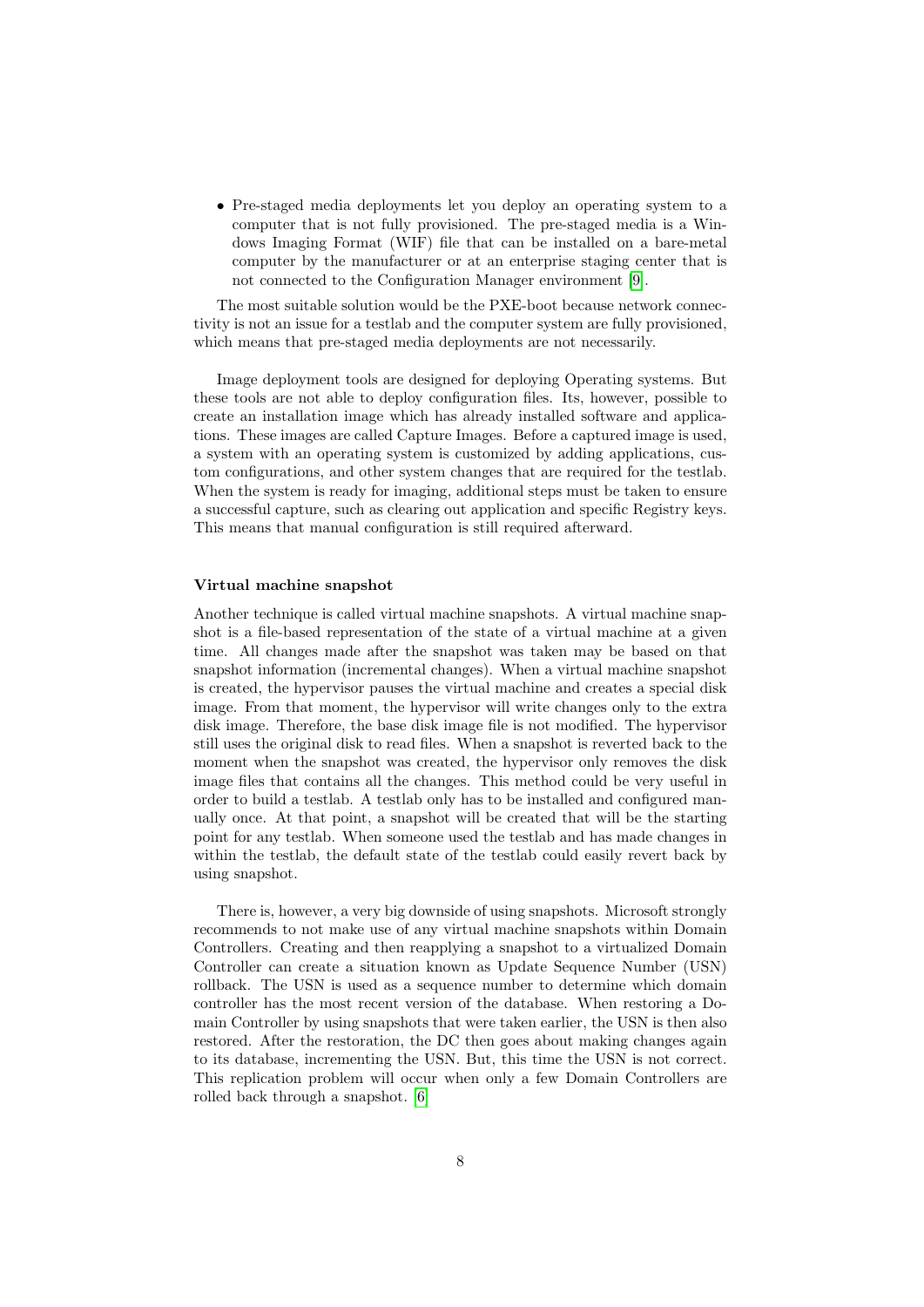- Pre-staged media deployments let you deploy an operating system to a computer that is not fully provisioned. The pre-staged media is a Windows Imaging Format (WIF) file that can be installed on a bare-metal computer by the manufacturer or at an enterprise staging center that is not connected to the Configuration Manager environment [9].

The most suitable solution would be the PXE-boot because network connectivity is not an issue for a testlab and the computer system are fully provisioned, which means that pre-staged media deployments are not necessarily.

Image deployment tools are designed for deploying Operating systems. But these tools are not able to deploy configuration files. Its, however, possible to create an installation image which has already installed software and applications. These images are called Capture Images. Before a captured image is used, a system with an operating system is customized by adding applications, custom configurations, and other system changes that are required for the testlab. When the system is ready for imaging, additional steps must be taken to ensure a successful capture, such as clearing out application and specific Registry keys. This means that manual configuration is still required afterward.

#### Virtual machine snapshot

Another technique is called virtual machine snapshots. A virtual machine snapshot is a file-based representation of the state of a virtual machine at a given time. All changes made after the snapshot was taken may be based on that snapshot information (incremental changes). When a virtual machine snapshot is created, the hypervisor pauses the virtual machine and creates a special disk image. From that moment, the hypervisor will write changes only to the extra disk image. Therefore, the base disk image file is not modified. The hypervisor still uses the original disk to read files. When a snapshot is reverted back to the moment when the snapshot was created, the hypervisor only removes the disk image files that contains all the changes. This method could be very useful in order to build a testlab. A testlab only has to be installed and configured manually once. At that point, a snapshot will be created that will be the starting point for any testlab. When someone used the testlab and has made changes in within the testlab, the default state of the testlab could easily revert back by using snapshot.

There is, however, a very big downside of using snapshots. Microsoft strongly recommends to not make use of any virtual machine snapshots within Domain Controllers. Creating and then reapplying a snapshot to a virtualized Domain Controller can create a situation known as Update Sequence Number (USN) rollback. The USN is used as a sequence number to determine which domain controller has the most recent version of the database. When restoring a Domain Controller by using snapshots that were taken earlier, the USN is then also restored. After the restoration, the DC then goes about making changes again to its database, incrementing the USN. But, this time the USN is not correct. This replication problem will occur when only a few Domain Controllers are rolled back through a snapshot. [6]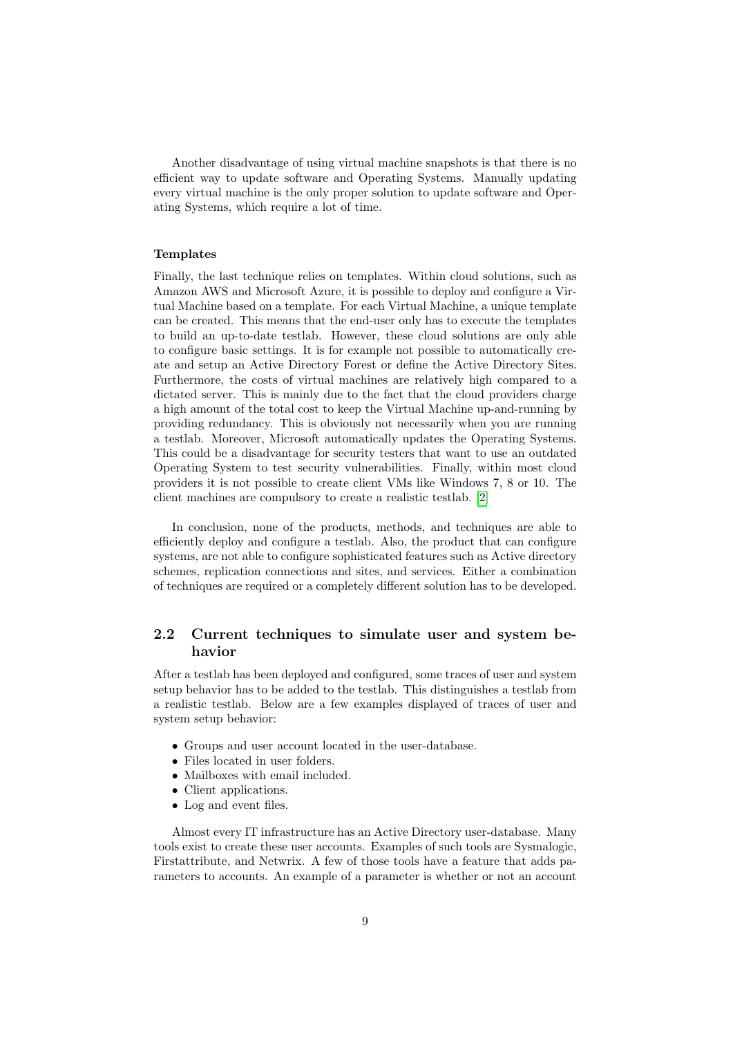Another disadvantage of using virtual machine snapshots is that there is no efficient way to update software and Operating Systems. Manually updating every virtual machine is the only proper solution to update software and Operating Systems, which require a lot of time.

#### Templates

Finally, the last technique relies on templates. Within cloud solutions, such as Amazon AWS and Microsoft Azure, it is possible to deploy and configure a Virtual Machine based on a template. For each Virtual Machine, a unique template can be created. This means that the end-user only has to execute the templates to build an up-to-date testlab. However, these cloud solutions are only able to configure basic settings. It is for example not possible to automatically create and setup an Active Directory Forest or define the Active Directory Sites. Furthermore, the costs of virtual machines are relatively high compared to a dictated server. This is mainly due to the fact that the cloud providers charge a high amount of the total cost to keep the Virtual Machine up-and-running by providing redundancy. This is obviously not necessarily when you are running a testlab. Moreover, Microsoft automatically updates the Operating Systems. This could be a disadvantage for security testers that want to use an outdated Operating System to test security vulnerabilities. Finally, within most cloud providers it is not possible to create client VMs like Windows 7, 8 or 10. The client machines are compulsory to create a realistic testlab. [2]

In conclusion, none of the products, methods, and techniques are able to efficiently deploy and configure a testlab. Also, the product that can configure systems, are not able to configure sophisticated features such as Active directory schemes, replication connections and sites, and services. Either a combination of techniques are required or a completely different solution has to be developed.

## 2.2 Current techniques to simulate user and system behavior

After a testlab has been deployed and configured, some traces of user and system setup behavior has to be added to the testlab. This distinguishes a testlab from a realistic testlab. Below are a few examples displayed of traces of user and system setup behavior:

- Groups and user account located in the user-database.
- Files located in user folders.
- Mailboxes with email included.
- Client applications.
- Log and event files.

Almost every IT infrastructure has an Active Directory user-database. Many tools exist to create these user accounts. Examples of such tools are Sysmalogic, Firstattribute, and Netwrix. A few of those tools have a feature that adds parameters to accounts. An example of a parameter is whether or not an account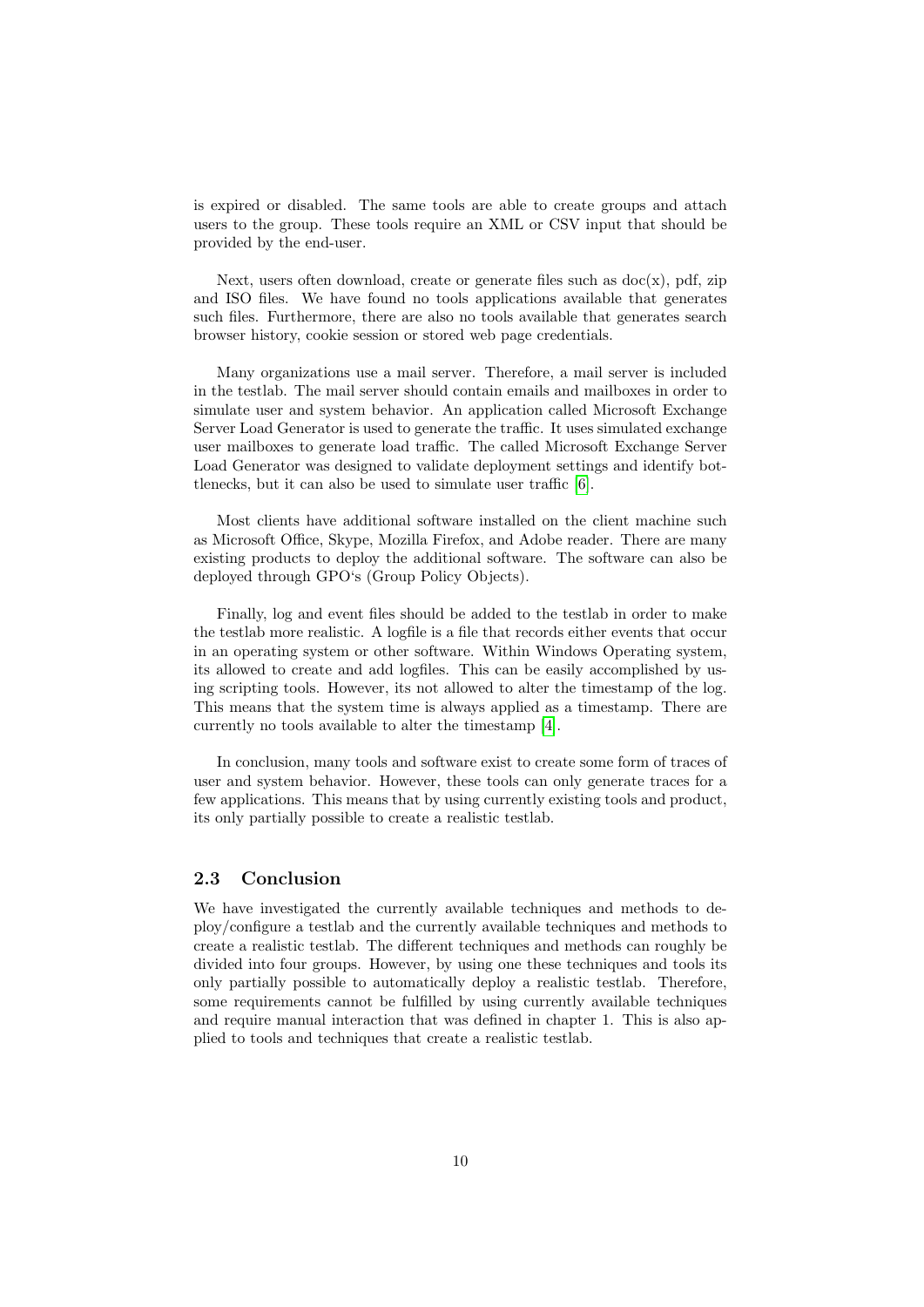is expired or disabled. The same tools are able to create groups and attach users to the group. These tools require an XML or CSV input that should be provided by the end-user.

Next, users often download, create or generate files such as doc(x), pdf, zip and ISO files. We have found no tools applications available that generates such files. Furthermore, there are also no tools available that generates search browser history, cookie session or stored web page credentials.

Many organizations use a mail server. Therefore, a mail server is included in the testlab. The mail server should contain emails and mailboxes in order to simulate user and system behavior. An application called Microsoft Exchange Server Load Generator is used to generate the traffic. It uses simulated exchange user mailboxes to generate load traffic. The called Microsoft Exchange Server Load Generator was designed to validate deployment settings and identify bottlenecks, but it can also be used to simulate user traffic [6].

Most clients have additional software installed on the client machine such as Microsoft Office, Skype, Mozilla Firefox, and Adobe reader. There are many existing products to deploy the additional software. The software can also be deployed through GPO's (Group Policy Objects).

Finally, log and event files should be added to the testlab in order to make the testlab more realistic. A logfile is a file that records either events that occur in an operating system or other software. Within Windows Operating system, its allowed to create and add logfiles. This can be easily accomplished by using scripting tools. However, its not allowed to alter the timestamp of the log. This means that the system time is always applied as a timestamp. There are currently no tools available to alter the timestamp [4].

In conclusion, many tools and software exist to create some form of traces of user and system behavior. However, these tools can only generate traces for a few applications. This means that by using currently existing tools and product, its only partially possible to create a realistic testlab.

## 2.3 Conclusion

We have investigated the currently available techniques and methods to deploy/configure a testlab and the currently available techniques and methods to create a realistic testlab. The different techniques and methods can roughly be divided into four groups. However, by using one these techniques and tools its only partially possible to automatically deploy a realistic testlab. Therefore, some requirements cannot be fulfilled by using currently available techniques and require manual interaction that was defined in chapter 1. This is also applied to tools and techniques that create a realistic testlab.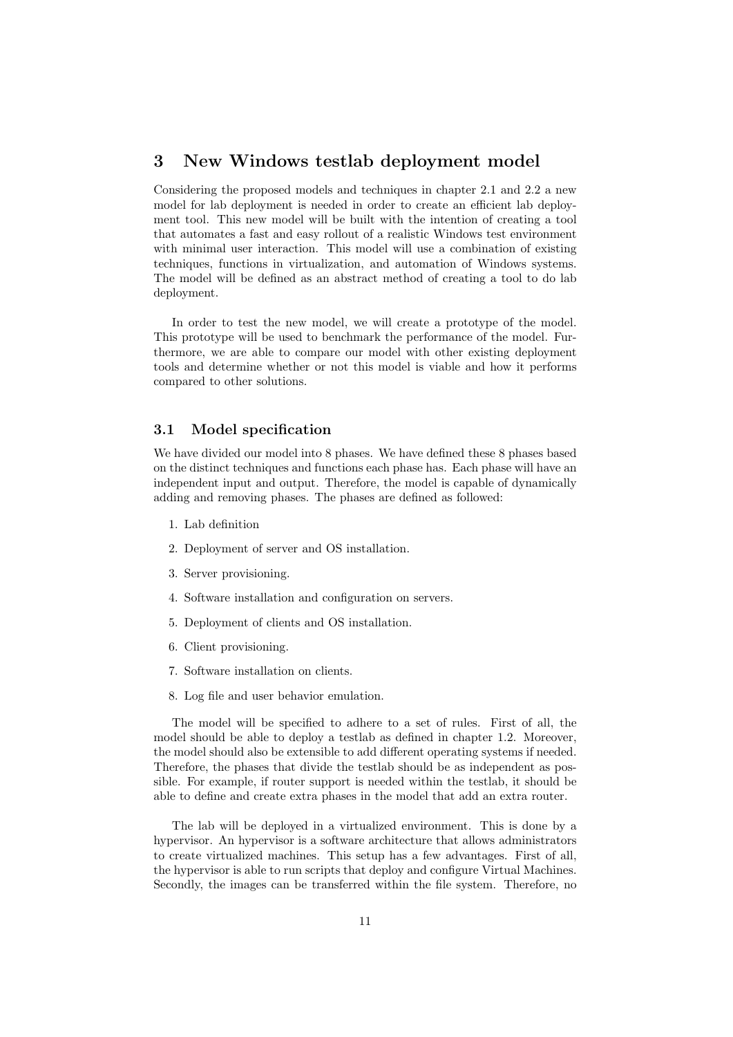# 3 New Windows testlab deployment model

Considering the proposed models and techniques in chapter 2.1 and 2.2 a new model for lab deployment is needed in order to create an efficient lab deployment tool. This new model will be built with the intention of creating a tool that automates a fast and easy rollout of a realistic Windows test environment with minimal user interaction. This model will use a combination of existing techniques, functions in virtualization, and automation of Windows systems. The model will be defined as an abstract method of creating a tool to do lab deployment.

In order to test the new model, we will create a prototype of the model. This prototype will be used to benchmark the performance of the model. Furthermore, we are able to compare our model with other existing deployment tools and determine whether or not this model is viable and how it performs compared to other solutions.

## 3.1 Model specification

We have divided our model into 8 phases. We have defined these 8 phases based on the distinct techniques and functions each phase has. Each phase will have an independent input and output. Therefore, the model is capable of dynamically adding and removing phases. The phases are defined as followed:

1. Lab definition
2. Deployment of server and OS installation.
3. Server provisioning.
4. Software installation and configuration on servers.
5. Deployment of clients and OS installation.
6. Client provisioning.
7. Software installation on clients.
8. Log file and user behavior emulation.

The model will be specified to adhere to a set of rules. First of all, the model should be able to deploy a testlab as defined in chapter 1.2. Moreover, the model should also be extensible to add different operating systems if needed. Therefore, the phases that divide the testlab should be as independent as possible. For example, if router support is needed within the testlab, it should be able to define and create extra phases in the model that add an extra router.

The lab will be deployed in a virtualized environment. This is done by a hypervisor. An hypervisor is a software architecture that allows administrators to create virtualized machines. This setup has a few advantages. First of all, the hypervisor is able to run scripts that deploy and configure Virtual Machines. Secondly, the images can be transferred within the file system. Therefore, no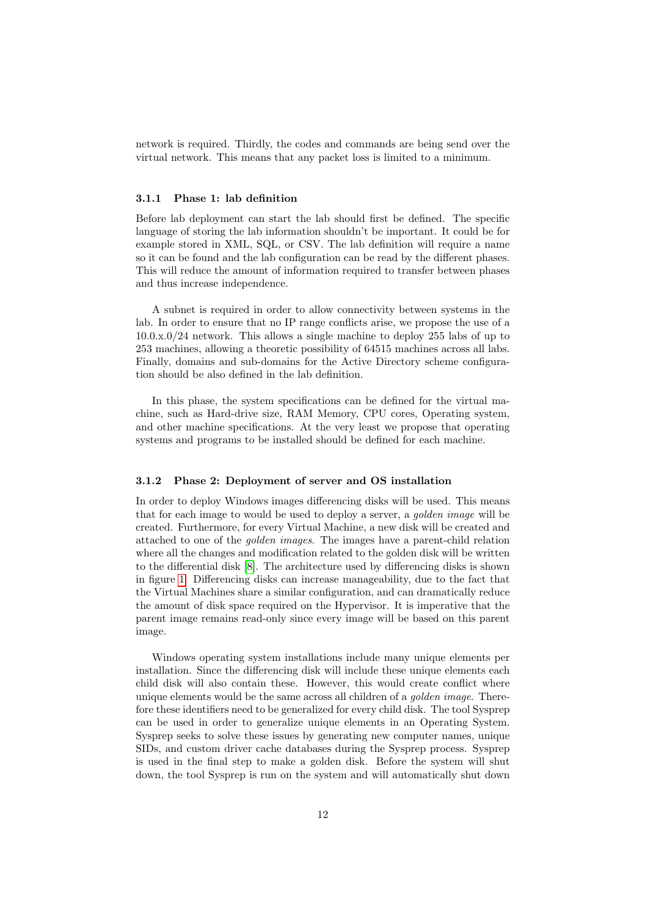network is required. Thirdly, the codes and commands are being send over the virtual network. This means that any packet loss is limited to a minimum.

### 3.1.1 Phase 1: lab definition

Before lab deployment can start the lab should first be defined. The specific language of storing the lab information shouldn't be important. It could be for example stored in XML, SQL, or CSV. The lab definition will require a name so it can be found and the lab configuration can be read by the different phases. This will reduce the amount of information required to transfer between phases and thus increase independence.

A subnet is required in order to allow connectivity between systems in the lab. In order to ensure that no IP range conflicts arise, we propose the use of a 10.0.x.0/24 network. This allows a single machine to deploy 255 labs of up to 253 machines, allowing a theoretic possibility of 64515 machines across all labs. Finally, domains and sub-domains for the Active Directory scheme configuration should be also defined in the lab definition.

In this phase, the system specifications can be defined for the virtual machine, such as Hard-drive size, RAM Memory, CPU cores, Operating system, and other machine specifications. At the very least we propose that operating systems and programs to be installed should be defined for each machine.

### 3.1.2 Phase 2: Deployment of server and OS installation

In order to deploy Windows images differencing disks will be used. This means that for each image to would be used to deploy a server, a *golden image* will be created. Furthermore, for every Virtual Machine, a new disk will be created and attached to one of the *golden images*. The images have a parent-child relation where all the changes and modification related to the golden disk will be written to the differential disk [8]. The architecture used by differencing disks is shown in figure 1. Differencing disks can increase manageability, due to the fact that the Virtual Machines share a similar configuration, and can dramatically reduce the amount of disk space required on the Hypervisor. It is imperative that the parent image remains read-only since every image will be based on this parent image.

Windows operating system installations include many unique elements per installation. Since the differencing disk will include these unique elements each child disk will also contain these. However, this would create conflict where unique elements would be the same across all children of a *golden image*. Therefore these identifiers need to be generalized for every child disk. The tool Sysprep can be used in order to generalize unique elements in an Operating System. Sysprep seeks to solve these issues by generating new computer names, unique SIDs, and custom driver cache databases during the Sysprep process. Sysprep is used in the final step to make a golden disk. Before the system will shut down, the tool Sysprep is run on the system and will automatically shut down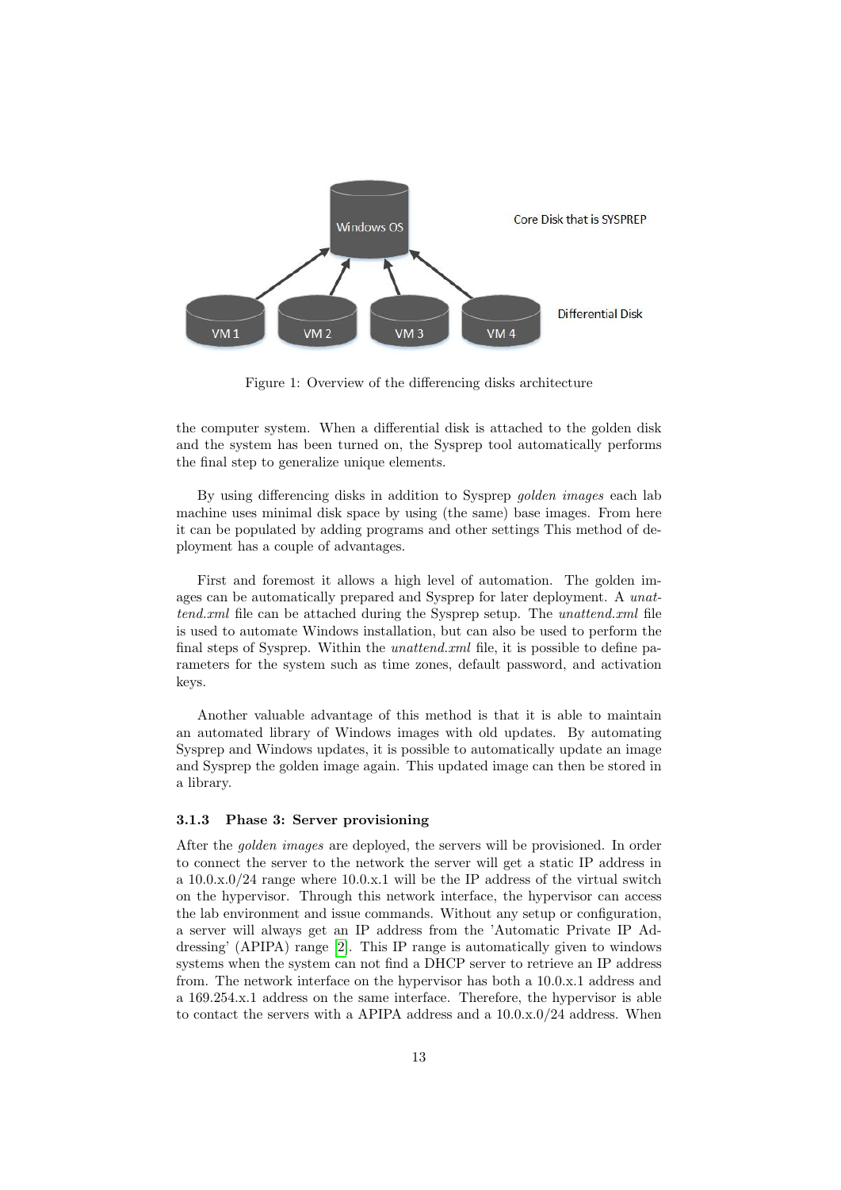Figure 1: Overview of the differencing disks architecture

the computer system. When a differential disk is attached to the golden disk and the system has been turned on, the Sysprep tool automatically performs the final step to generalize unique elements.

By using differencing disks in addition to Sysprep *golden images* each lab machine uses minimal disk space by using (the same) base images. From here it can be populated by adding programs and other settings This method of deployment has a couple of advantages.

First and foremost it allows a high level of automation. The golden images can be automatically prepared and Sysprep for later deployment. A *unattend.xml* file can be attached during the Sysprep setup. The *unattend.xml* file is used to automate Windows installation, but can also be used to perform the final steps of Sysprep. Within the *unattend.xml* file, it is possible to define parameters for the system such as time zones, default password, and activation keys.

Another valuable advantage of this method is that it is able to maintain an automated library of Windows images with old updates. By automating Sysprep and Windows updates, it is possible to automatically update an image and Sysprep the golden image again. This updated image can then be stored in a library.

### 3.1.3 Phase 3: Server provisioning

After the *golden images* are deployed, the servers will be provisioned. In order to connect the server to the network the server will get a static IP address in a 10.0.x.0/24 range where 10.0.x.1 will be the IP address of the virtual switch on the hypervisor. Through this network interface, the hypervisor can access the lab environment and issue commands. Without any setup or configuration, a server will always get an IP address from the 'Automatic Private IP Addressing' (APIPA) range [2]. This IP range is automatically given to windows systems when the system can not find a DHCP server to retrieve an IP address from. The network interface on the hypervisor has both a 10.0.x.1 address and a 169.254.x.1 address on the same interface. Therefore, the hypervisor is able to contact the servers with a APIPA address and a 10.0.x.0/24 address. When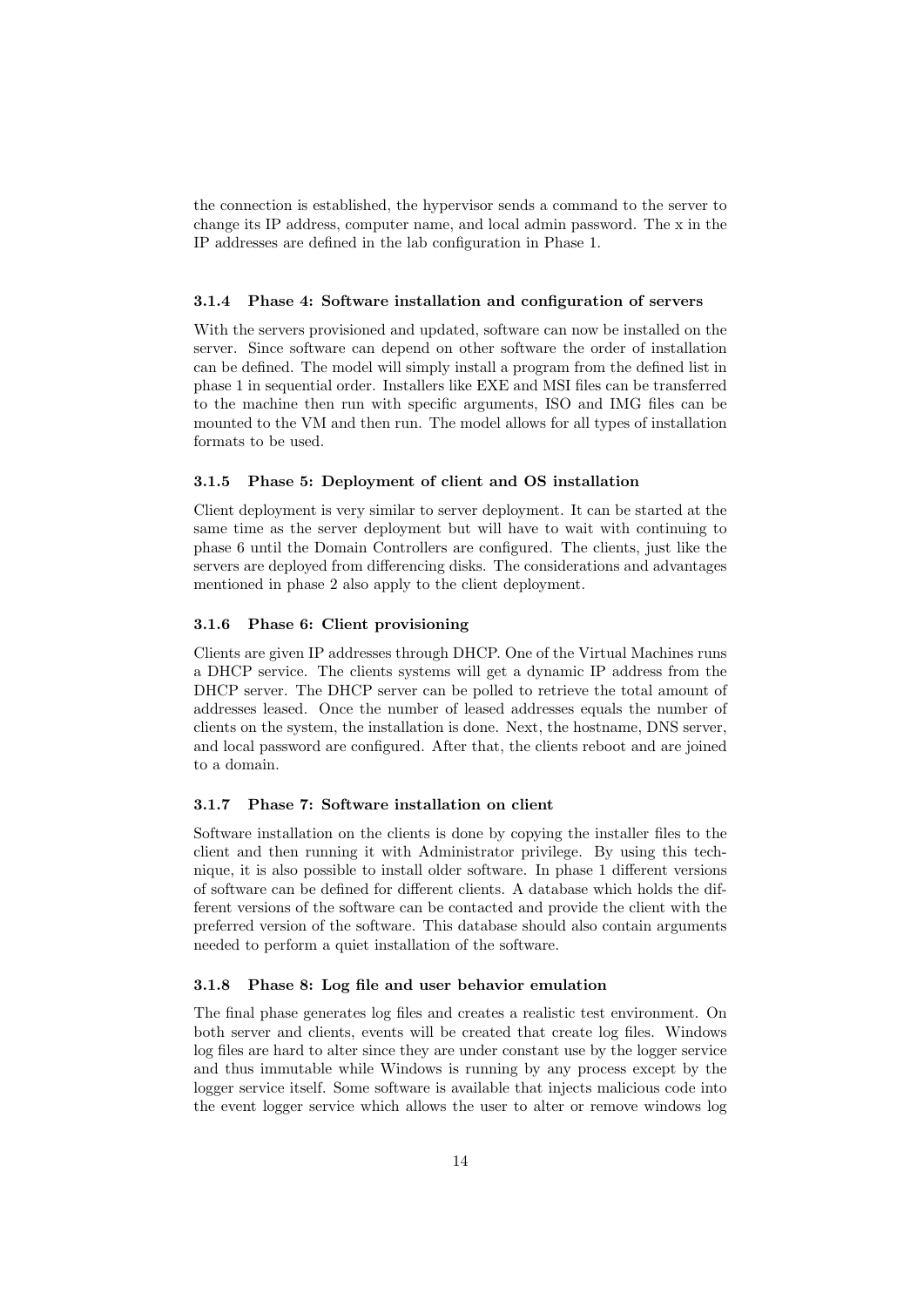the connection is established, the hypervisor sends a command to the server to change its IP address, computer name, and local admin password. The x in the IP addresses are defined in the lab configuration in Phase 1.

### 3.1.4 Phase 4: Software installation and configuration of servers

With the servers provisioned and updated, software can now be installed on the server. Since software can depend on other software the order of installation can be defined. The model will simply install a program from the defined list in phase 1 in sequential order. Installers like EXE and MSI files can be transferred to the machine then run with specific arguments, ISO and IMG files can be mounted to the VM and then run. The model allows for all types of installation formats to be used.

### 3.1.5 Phase 5: Deployment of client and OS installation

Client deployment is very similar to server deployment. It can be started at the same time as the server deployment but will have to wait with continuing to phase 6 until the Domain Controllers are configured. The clients, just like the servers are deployed from differencing disks. The considerations and advantages mentioned in phase 2 also apply to the client deployment.

### 3.1.6 Phase 6: Client provisioning

Clients are given IP addresses through DHCP. One of the Virtual Machines runs a DHCP service. The clients systems will get a dynamic IP address from the DHCP server. The DHCP server can be polled to retrieve the total amount of addresses leased. Once the number of leased addresses equals the number of clients on the system, the installation is done. Next, the hostname, DNS server, and local password are configured. After that, the clients reboot and are joined to a domain.

### 3.1.7 Phase 7: Software installation on client

Software installation on the clients is done by copying the installer files to the client and then running it with Administrator privilege. By using this technique, it is also possible to install older software. In phase 1 different versions of software can be defined for different clients. A database which holds the different versions of the software can be contacted and provide the client with the preferred version of the software. This database should also contain arguments needed to perform a quiet installation of the software.

### 3.1.8 Phase 8: Log file and user behavior emulation

The final phase generates log files and creates a realistic test environment. On both server and clients, events will be created that create log files. Windows log files are hard to alter since they are under constant use by the logger service and thus immutable while Windows is running by any process except by the logger service itself. Some software is available that injects malicious code into the event logger service which allows the user to alter or remove windows log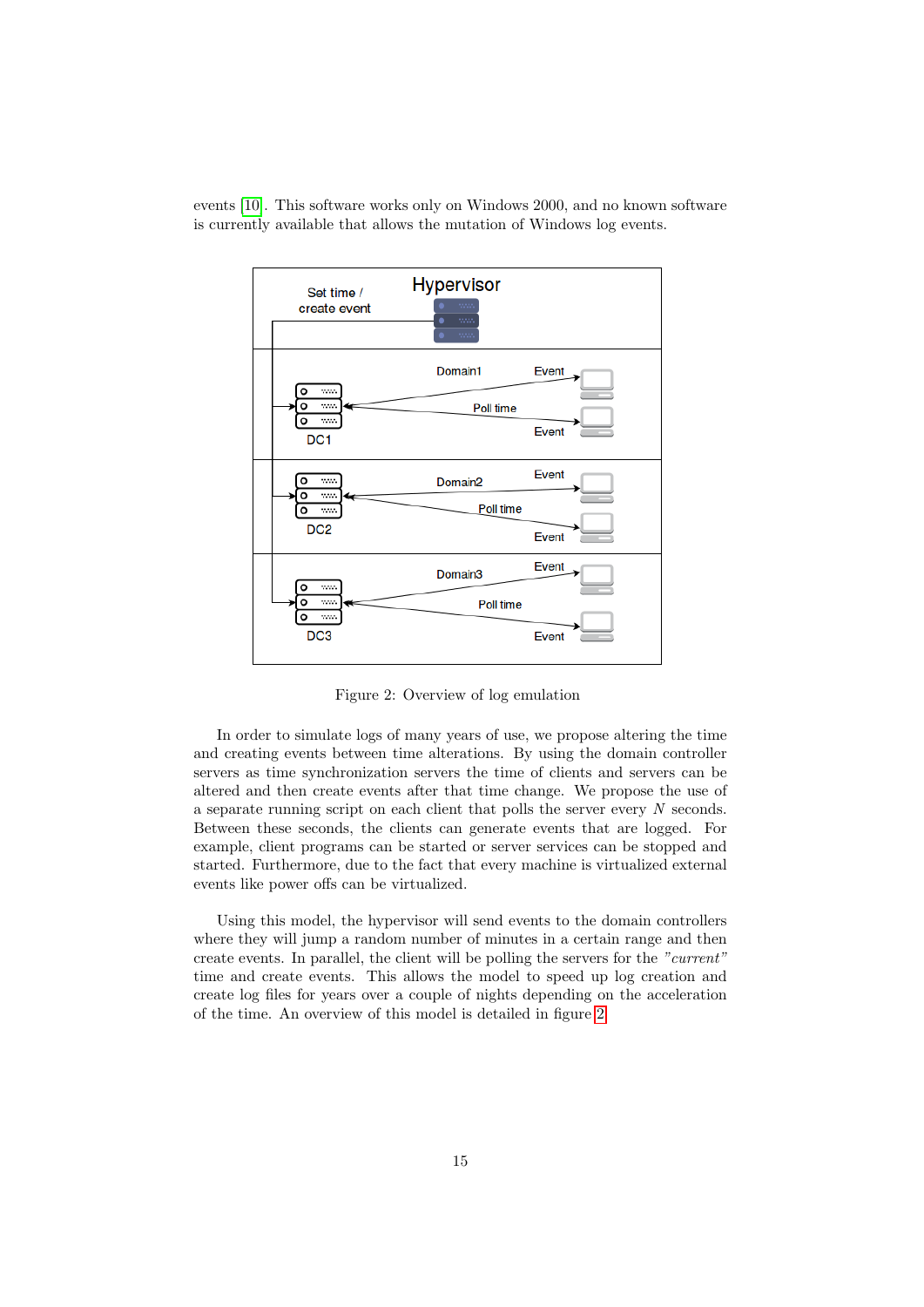events [10]. This software works only on Windows 2000, and no known software is currently available that allows the mutation of Windows log events.

Figure 2: Overview of log emulation

In order to simulate logs of many years of use, we propose altering the time and creating events between time alterations. By using the domain controller servers as time synchronization servers the time of clients and servers can be altered and then create events after that time change. We propose the use of a separate running script on each client that polls the server every $N$ seconds. Between these seconds, the clients can generate events that are logged. For example, client programs can be started or server services can be stopped and started. Furthermore, due to the fact that every machine is virtualized external events like power offs can be virtualized.

Using this model, the hypervisor will send events to the domain controllers where they will jump a random number of minutes in a certain range and then create events. In parallel, the client will be polling the servers for the *"current"* time and create events. This allows the model to speed up log creation and create log files for years over a couple of nights depending on the acceleration of the time. An overview of this model is detailed in figure 2.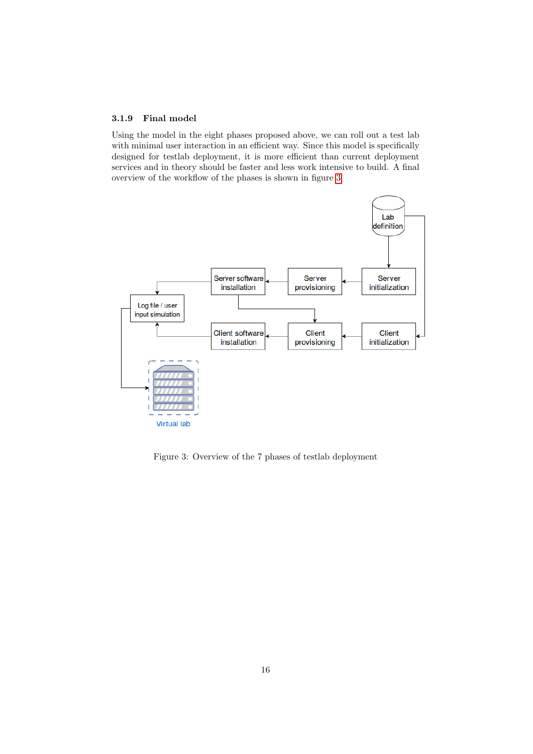### 3.1.9 Final model

Using the model in the eight phases proposed above, we can roll out a test lab with minimal user interaction in an efficient way. Since this model is specifically designed for testlab deployment, it is more efficient than current deployment services and in theory should be faster and less work intensive to build. A final overview of the workflow of the phases is shown in figure 3

Figure 3: Overview of the 7 phases of testlab deployment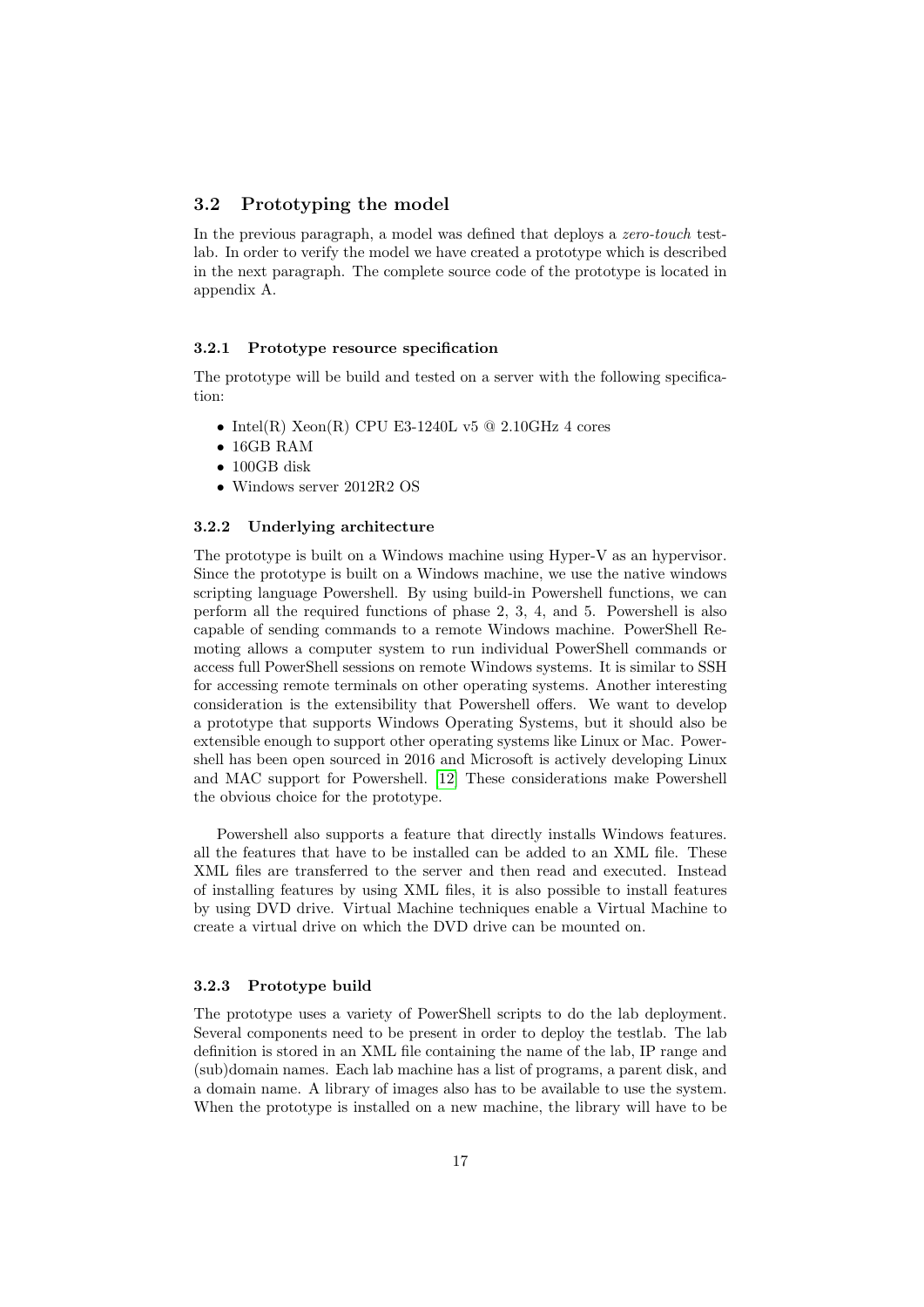## 3.2 Prototyping the model

In the previous paragraph, a model was defined that deploys a *zero-touch* testlab. In order to verify the model we have created a prototype which is described in the next paragraph. The complete source code of the prototype is located in appendix A.

### 3.2.1 Prototype resource specification

The prototype will be build and tested on a server with the following specification:

- Intel(R) Xeon(R) CPU E3-1240L v5 @ 2.10GHz 4 cores
- 16GB RAM
- 100GB disk
- Windows server 2012R2 OS

### 3.2.2 Underlying architecture

The prototype is built on a Windows machine using Hyper-V as an hypervisor. Since the prototype is built on a Windows machine, we use the native windows scripting language Powershell. By using build-in Powershell functions, we can perform all the required functions of phase 2, 3, 4, and 5. Powershell is also capable of sending commands to a remote Windows machine. PowerShell Remoting allows a computer system to run individual PowerShell commands or access full PowerShell sessions on remote Windows systems. It is similar to SSH for accessing remote terminals on other operating systems. Another interesting consideration is the extensibility that Powershell offers. We want to develop a prototype that supports Windows Operating Systems, but it should also be extensible enough to support other operating systems like Linux or Mac. Powershell has been open sourced in 2016 and Microsoft is actively developing Linux and MAC support for Powershell. [12] These considerations make Powershell the obvious choice for the prototype.

Powershell also supports a feature that directly installs Windows features. all the features that have to be installed can be added to an XML file. These XML files are transferred to the server and then read and executed. Instead of installing features by using XML files, it is also possible to install features by using DVD drive. Virtual Machine techniques enable a Virtual Machine to create a virtual drive on which the DVD drive can be mounted on.

### 3.2.3 Prototype build

The prototype uses a variety of PowerShell scripts to do the lab deployment. Several components need to be present in order to deploy the testlab. The lab definition is stored in an XML file containing the name of the lab, IP range and (sub)domain names. Each lab machine has a list of programs, a parent disk, and a domain name. A library of images also has to be available to use the system. When the prototype is installed on a new machine, the library will have to be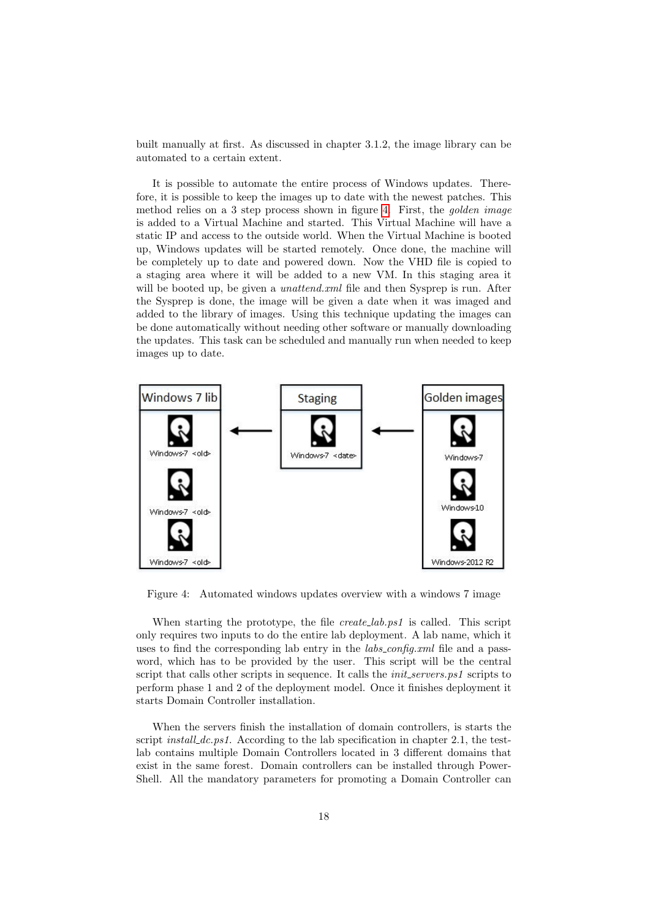built manually at first. As discussed in chapter 3.1.2, the image library can be automated to a certain extent.

It is possible to automate the entire process of Windows updates. Therefore, it is possible to keep the images up to date with the newest patches. This method relies on a 3 step process shown in figure 4. First, the *golden image* is added to a Virtual Machine and started. This Virtual Machine will have a static IP and access to the outside world. When the Virtual Machine is booted up, Windows updates will be started remotely. Once done, the machine will be completely up to date and powered down. Now the VHD file is copied to a staging area where it will be added to a new VM. In this staging area it will be booted up, be given a *unattend.xml* file and then Sysprep is run. After the Sysprep is done, the image will be given a date when it was imaged and added to the library of images. Using this technique updating the images can be done automatically without needing other software or manually downloading the updates. This task can be scheduled and manually run when needed to keep images up to date.

Figure 4: Automated windows updates overview with a windows 7 image

When starting the prototype, the file *create_lab.ps1* is called. This script only requires two inputs to do the entire lab deployment. A lab name, which it uses to find the corresponding lab entry in the *labs_config.xml* file and a password, which has to be provided by the user. This script will be the central script that calls other scripts in sequence. It calls the *init_servers.ps1* scripts to perform phase 1 and 2 of the deployment model. Once it finishes deployment it starts Domain Controller installation.

When the servers finish the installation of domain controllers, is starts the script *install_dc.ps1*. According to the lab specification in chapter 2.1, the testlab contains multiple Domain Controllers located in 3 different domains that exist in the same forest. Domain controllers can be installed through PowerShell. All the mandatory parameters for promoting a Domain Controller can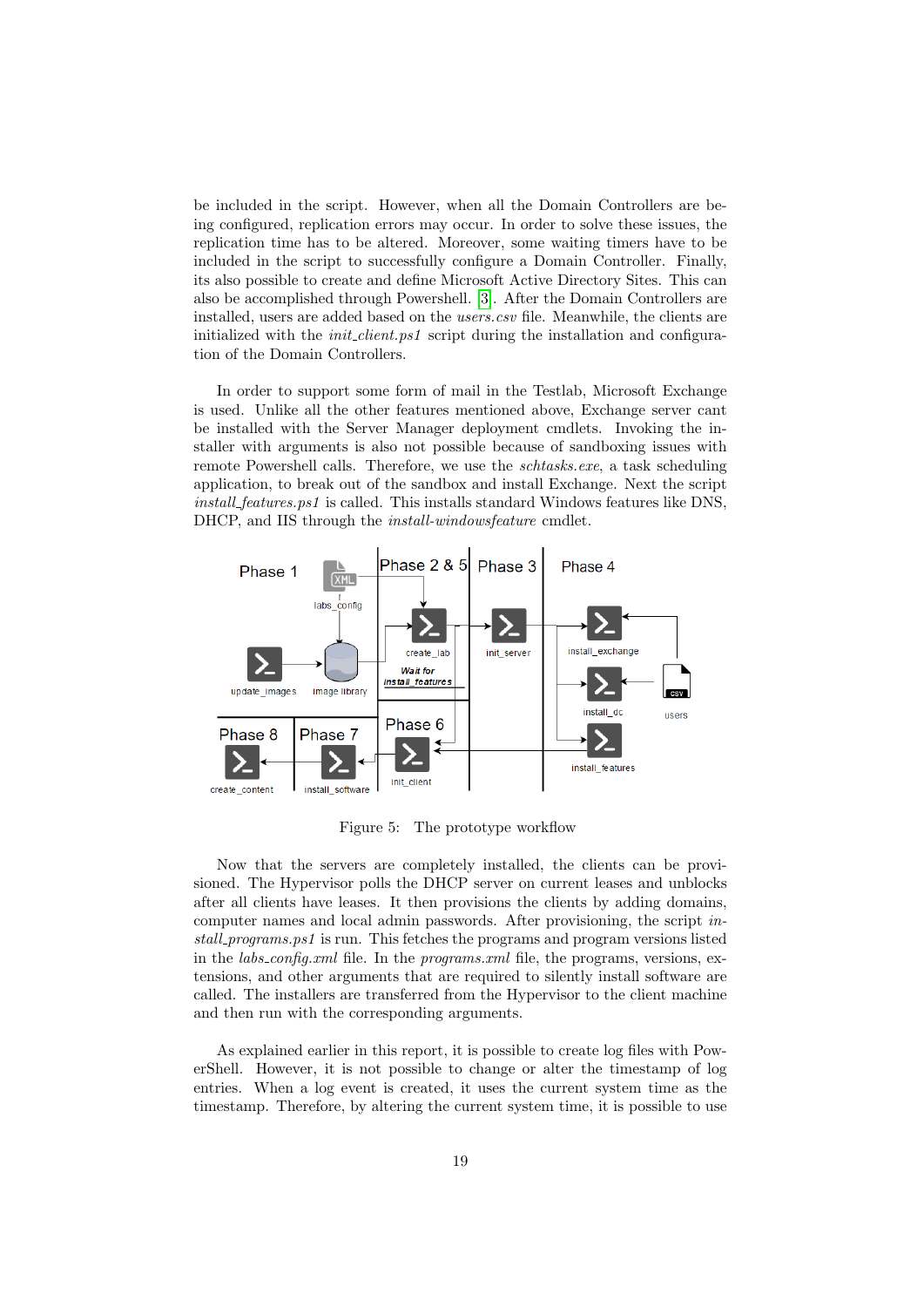be included in the script. However, when all the Domain Controllers are being configured, replication errors may occur. In order to solve these issues, the replication time has to be altered. Moreover, some waiting timers have to be included in the script to successfully configure a Domain Controller. Finally, its also possible to create and define Microsoft Active Directory Sites. This can also be accomplished through Powershell. [3]. After the Domain Controllers are installed, users are added based on the *users.csv* file. Meanwhile, the clients are initialized with the *init_client.ps1* script during the installation and configuration of the Domain Controllers.

In order to support some form of mail in the Testlab, Microsoft Exchange is used. Unlike all the other features mentioned above, Exchange server cant be installed with the Server Manager deployment cmdlets. Invoking the installer with arguments is also not possible because of sandboxing issues with remote Powershell calls. Therefore, we use the *schtasks.exe*, a task scheduling application, to break out of the sandbox and install Exchange. Next the script *install_features.ps1* is called. This installs standard Windows features like DNS, DHCP, and IIS through the *install-windowsfeature* cmdlet.

Figure 5: The prototype workflow

Now that the servers are completely installed, the clients can be provisioned. The Hypervisor polls the DHCP server on current leases and unblocks after all clients have leases. It then provisions the clients by adding domains, computer names and local admin passwords. After provisioning, the script *install_programs.ps1* is run. This fetches the programs and program versions listed in the *labs_config.xml* file. In the *programs.xml* file, the programs, versions, extensions, and other arguments that are required to silently install software are called. The installers are transferred from the Hypervisor to the client machine and then run with the corresponding arguments.

As explained earlier in this report, it is possible to create log files with PowerShell. However, it is not possible to change or alter the timestamp of log entries. When a log event is created, it uses the current system time as the timestamp. Therefore, by altering the current system time, it is possible to use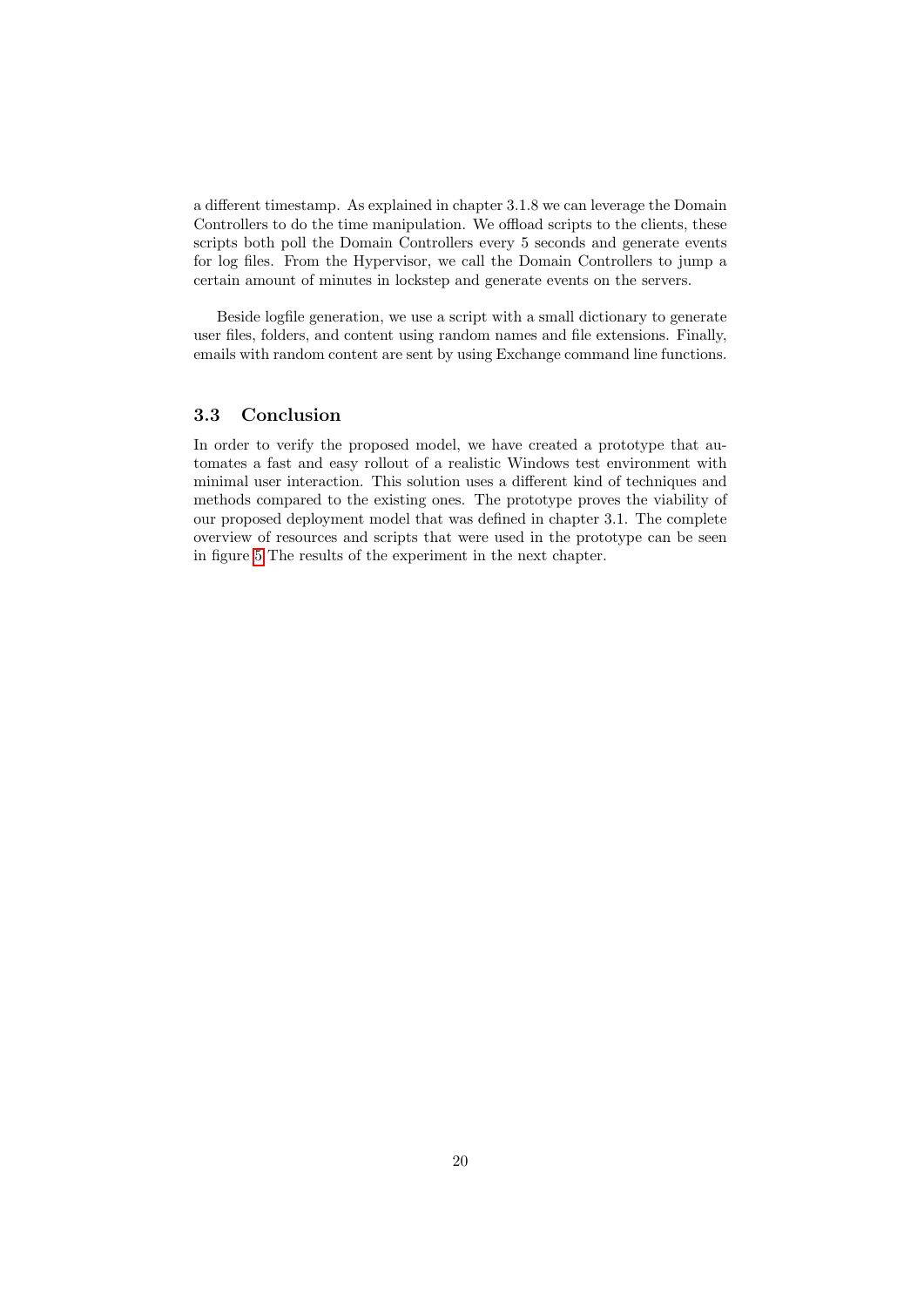a different timestamp. As explained in chapter 3.1.8 we can leverage the Domain Controllers to do the time manipulation. We offload scripts to the clients, these scripts both poll the Domain Controllers every 5 seconds and generate events for log files. From the Hypervisor, we call the Domain Controllers to jump a certain amount of minutes in lockstep and generate events on the servers.

Beside logfile generation, we use a script with a small dictionary to generate user files, folders, and content using random names and file extensions. Finally, emails with random content are sent by using Exchange command line functions.

## 3.3 Conclusion

In order to verify the proposed model, we have created a prototype that automates a fast and easy rollout of a realistic Windows test environment with minimal user interaction. This solution uses a different kind of techniques and methods compared to the existing ones. The prototype proves the viability of our proposed deployment model that was defined in chapter 3.1. The complete overview of resources and scripts that were used in the prototype can be seen in figure 5 The results of the experiment in the next chapter.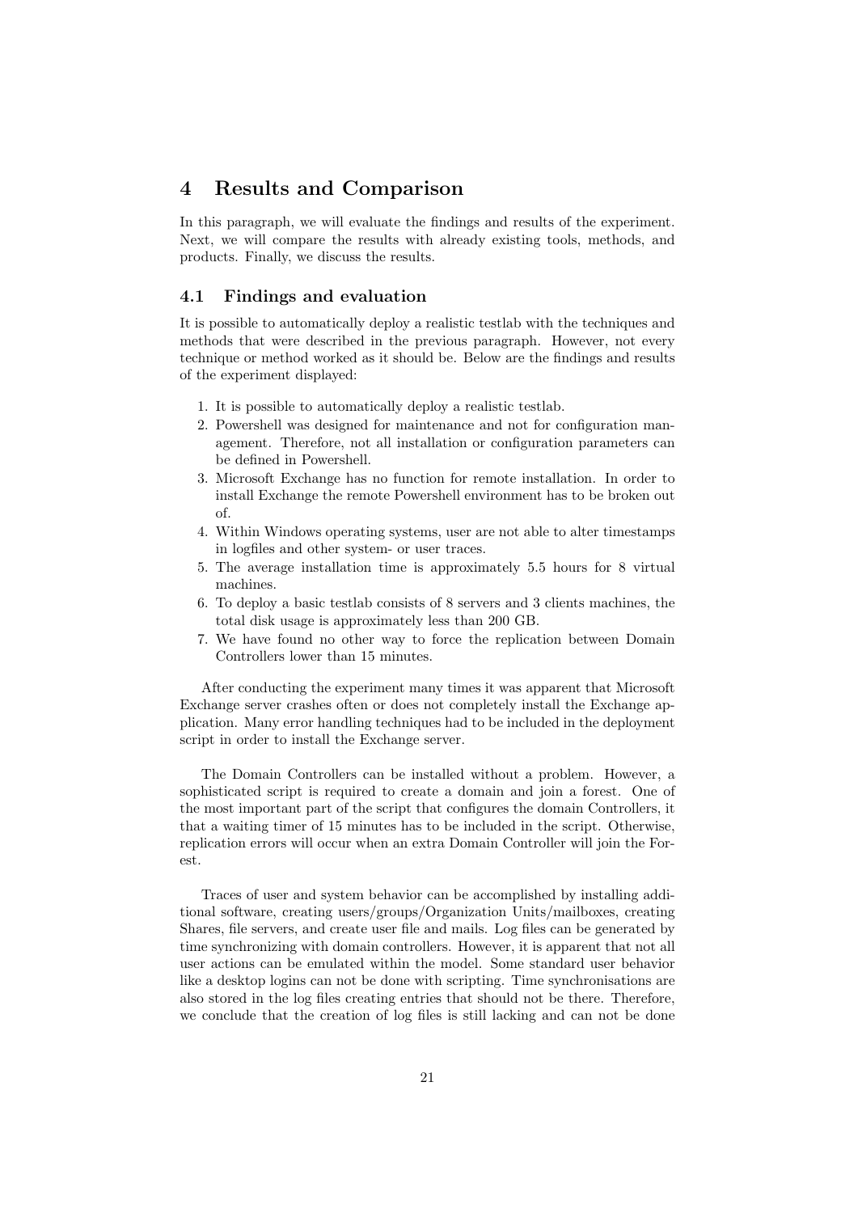# 4 Results and Comparison

In this paragraph, we will evaluate the findings and results of the experiment. Next, we will compare the results with already existing tools, methods, and products. Finally, we discuss the results.

## 4.1 Findings and evaluation

It is possible to automatically deploy a realistic testlab with the techniques and methods that were described in the previous paragraph. However, not every technique or method worked as it should be. Below are the findings and results of the experiment displayed:

1. It is possible to automatically deploy a realistic testlab.
2. Powershell was designed for maintenance and not for configuration management. Therefore, not all installation or configuration parameters can be defined in Powershell.
3. Microsoft Exchange has no function for remote installation. In order to install Exchange the remote Powershell environment has to be broken out of.
4. Within Windows operating systems, user are not able to alter timestamps in logfiles and other system- or user traces.
5. The average installation time is approximately 5.5 hours for 8 virtual machines.
6. To deploy a basic testlab consists of 8 servers and 3 clients machines, the total disk usage is approximately less than 200 GB.
7. We have found no other way to force the replication between Domain Controllers lower than 15 minutes.

After conducting the experiment many times it was apparent that Microsoft Exchange server crashes often or does not completely install the Exchange application. Many error handling techniques had to be included in the deployment script in order to install the Exchange server.

The Domain Controllers can be installed without a problem. However, a sophisticated script is required to create a domain and join a forest. One of the most important part of the script that configures the domain Controllers, it that a waiting timer of 15 minutes has to be included in the script. Otherwise, replication errors will occur when an extra Domain Controller will join the Forest.

Traces of user and system behavior can be accomplished by installing additional software, creating users/groups/Organization Units/mailboxes, creating Shares, file servers, and create user file and mails. Log files can be generated by time synchronizing with domain controllers. However, it is apparent that not all user actions can be emulated within the model. Some standard user behavior like a desktop logins can not be done with scripting. Time synchronisations are also stored in the log files creating entries that should not be there. Therefore, we conclude that the creation of log files is still lacking and can not be done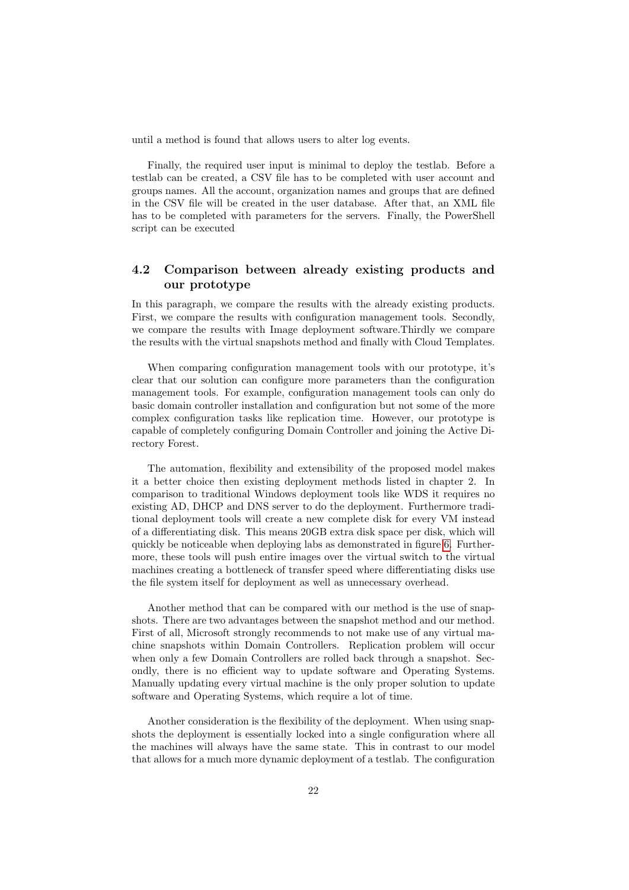until a method is found that allows users to alter log events.

Finally, the required user input is minimal to deploy the testlab. Before a testlab can be created, a CSV file has to be completed with user account and groups names. All the account, organization names and groups that are defined in the CSV file will be created in the user database. After that, an XML file has to be completed with parameters for the servers. Finally, the PowerShell script can be executed

## 4.2 Comparison between already existing products and our prototype

In this paragraph, we compare the results with the already existing products. First, we compare the results with configuration management tools. Secondly, we compare the results with Image deployment software.Thirdly we compare the results with the virtual snapshots method and finally with Cloud Templates.

When comparing configuration management tools with our prototype, it's clear that our solution can configure more parameters than the configuration management tools. For example, configuration management tools can only do basic domain controller installation and configuration but not some of the more complex configuration tasks like replication time. However, our prototype is capable of completely configuring Domain Controller and joining the Active Directory Forest.

The automation, flexibility and extensibility of the proposed model makes it a better choice then existing deployment methods listed in chapter 2. In comparison to traditional Windows deployment tools like WDS it requires no existing AD, DHCP and DNS server to do the deployment. Furthermore traditional deployment tools will create a new complete disk for every VM instead of a differentiating disk. This means 20GB extra disk space per disk, which will quickly be noticeable when deploying labs as demonstrated in figure 6. Furthermore, these tools will push entire images over the virtual switch to the virtual machines creating a bottleneck of transfer speed where differentiating disks use the file system itself for deployment as well as unnecessary overhead.

Another method that can be compared with our method is the use of snapshots. There are two advantages between the snapshot method and our method. First of all, Microsoft strongly recommends to not make use of any virtual machine snapshots within Domain Controllers. Replication problem will occur when only a few Domain Controllers are rolled back through a snapshot. Secondly, there is no efficient way to update software and Operating Systems. Manually updating every virtual machine is the only proper solution to update software and Operating Systems, which require a lot of time.

Another consideration is the flexibility of the deployment. When using snapshots the deployment is essentially locked into a single configuration where all the machines will always have the same state. This in contrast to our model that allows for a much more dynamic deployment of a testlab. The configuration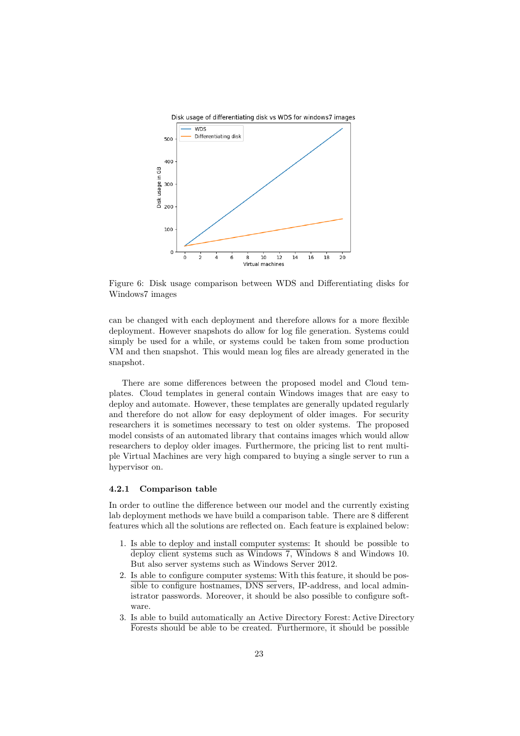Figure 6: Disk usage comparison between WDS and Differentiating disks for Windows7 images

can be changed with each deployment and therefore allows for a more flexible deployment. However snapshots do allow for log file generation. Systems could simply be used for a while, or systems could be taken from some production VM and then snapshot. This would mean log files are already generated in the snapshot.

There are some differences between the proposed model and Cloud templates. Cloud templates in general contain Windows images that are easy to deploy and automate. However, these templates are generally updated regularly and therefore do not allow for easy deployment of older images. For security researchers it is sometimes necessary to test on older systems. The proposed model consists of an automated library that contains images which would allow researchers to deploy older images. Furthermore, the pricing list to rent multiple Virtual Machines are very high compared to buying a single server to run a hypervisor on.

### 4.2.1 Comparison table

In order to outline the difference between our model and the currently existing lab deployment methods we have build a comparison table. There are 8 different features which all the solutions are reflected on. Each feature is explained below:

1. Is able to deploy and install computer systems: It should be possible to deploy client systems such as Windows 7, Windows 8 and Windows 10. But also server systems such as Windows Server 2012.
2. Is able to configure computer systems: With this feature, it should be possible to configure hostnames, DNS servers, IP-address, and local administrator passwords. Moreover, it should be also possible to configure software.
3. Is able to build automatically an Active Directory Forest: Active Directory Forests should be able to be created. Furthermore, it should be possible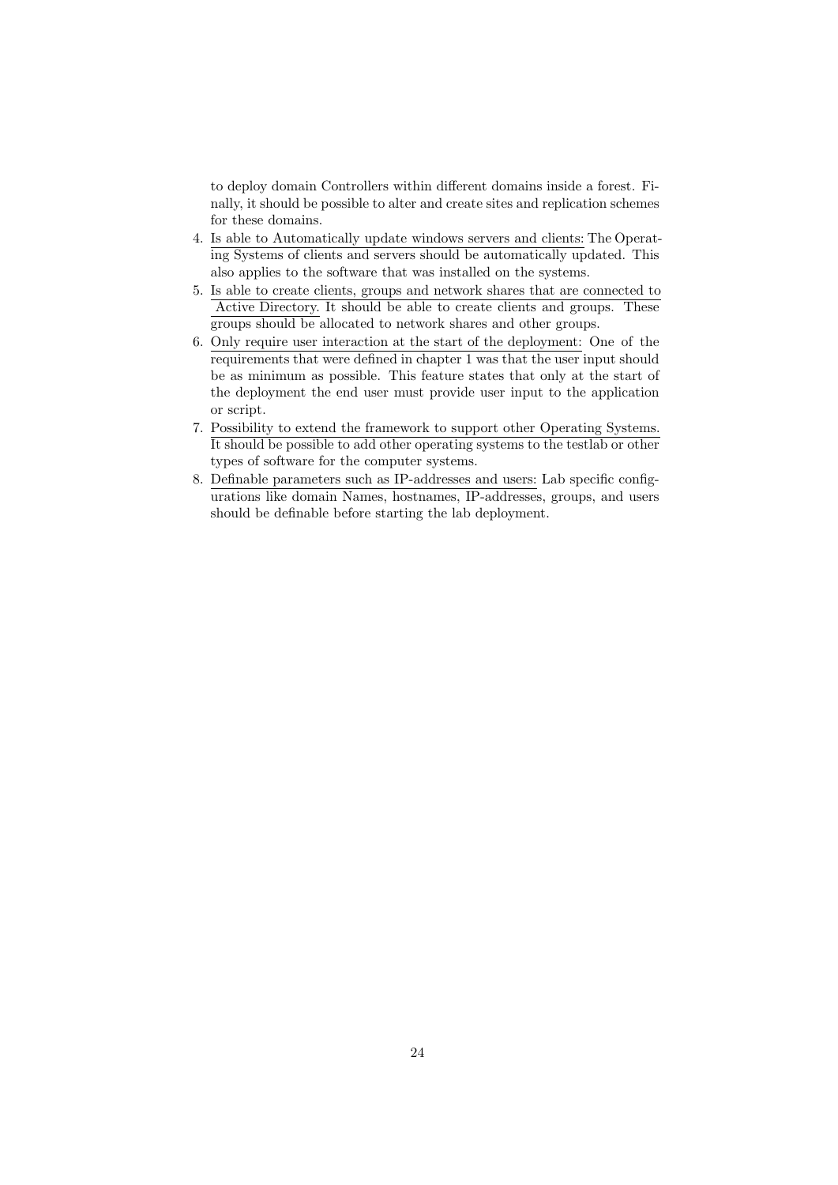to deploy domain Controllers within different domains inside a forest. Finally, it should be possible to alter and create sites and replication schemes for these domains.

4. <u>Is able to Automatically update windows servers and clients:</u> The Operating Systems of clients and servers should be automatically updated. This also applies to the software that was installed on the systems.
5. <u>Is able to create clients, groups and network shares that are connected to Active Directory.</u> It should be able to create clients and groups. These groups should be allocated to network shares and other groups.
6. <u>Only require user interaction at the start of the deployment:</u> One of the requirements that were defined in chapter 1 was that the user input should be as minimum as possible. This feature states that only at the start of the deployment the end user must provide user input to the application or script.
7. <u>Possibility to extend the framework to support other Operating Systems.</u> It should be possible to add other operating systems to the testlab or other types of software for the computer systems.
8. <u>Definable parameters such as IP-addresses and users:</u> Lab specific configurations like domain Names, hostnames, IP-addresses, groups, and users should be definable before starting the lab deployment.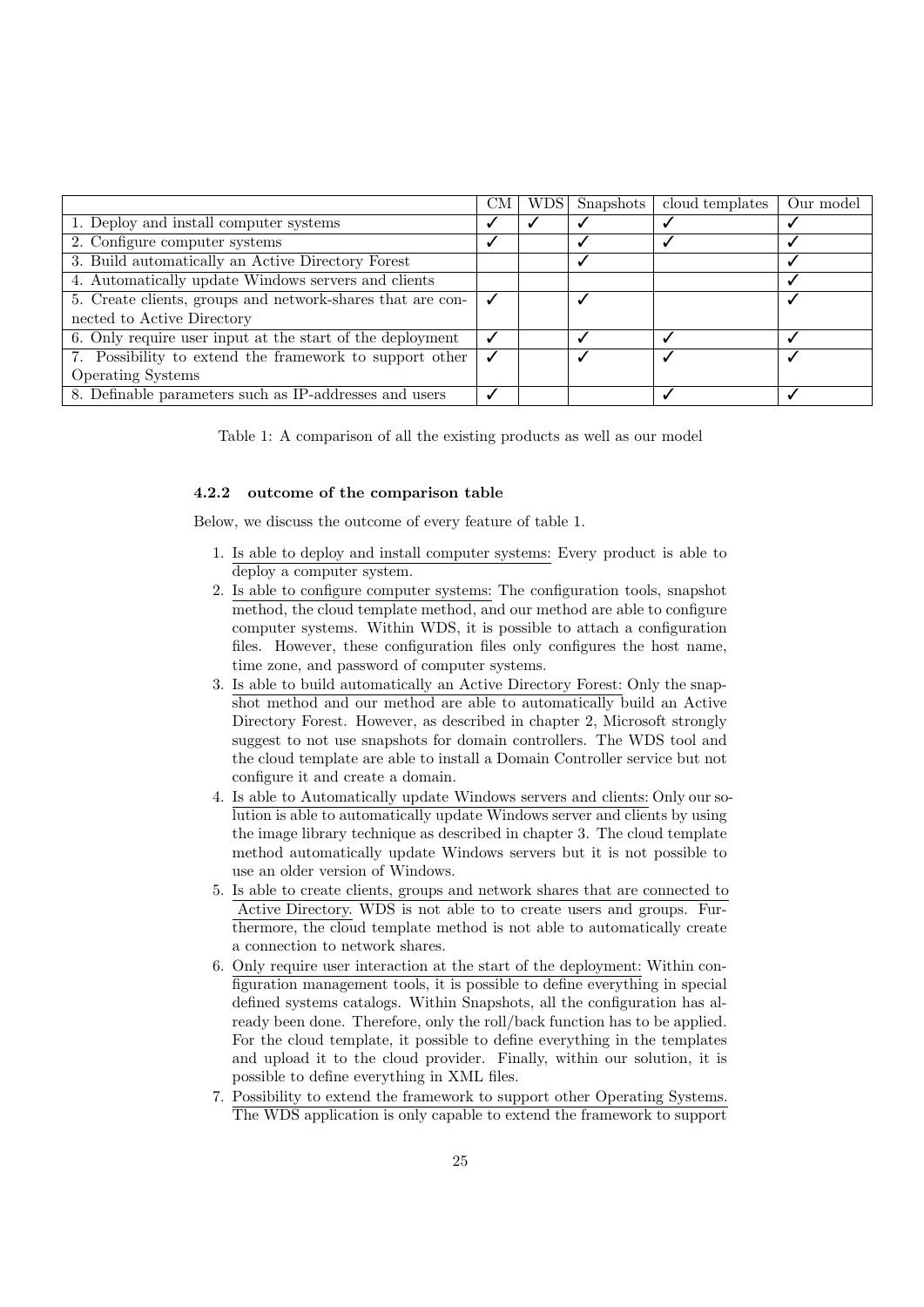| | CM | WDS | Snapshots | cloud templates | Our model |
|---|---|---|---|---|---|
| 1. Deploy and install computer systems | ✓ | ✓ | ✓ | ✓ | ✓ |
| 2. Configure computer systems | ✓ | | ✓ | ✓ | ✓ |
| 3. Build automatically an Active Directory Forest | | | ✓ | | ✓ |
| 4. Automatically update Windows servers and clients | | | | | ✓ |
| 5. Create clients, groups and network-shares that are connected to Active Directory | ✓ | | ✓ | | ✓ |
| 6. Only require user input at the start of the deployment | ✓ | | ✓ | ✓ | ✓ |
| 7. Possibility to extend the framework to support other Operating Systems | ✓ | | ✓ | ✓ | ✓ |
| 8. Definable parameters such as IP-addresses and users | ✓ | | | ✓ | ✓ |

Table 1: A comparison of all the existing products as well as our model

#### 4.2.2 outcome of the comparison table

Below, we discuss the outcome of every feature of table 1.

1. Is able to deploy and install computer systems: Every product is able to deploy a computer system.
2. Is able to configure computer systems: The configuration tools, snapshot method, the cloud template method, and our method are able to configure computer systems. Within WDS, it is possible to attach a configuration files. However, these configuration files only configures the host name, time zone, and password of computer systems.
3. Is able to build automatically an Active Directory Forest: Only the snapshot method and our method are able to automatically build an Active Directory Forest. However, as described in chapter 2, Microsoft strongly suggest to not use snapshots for domain controllers. The WDS tool and the cloud template are able to install a Domain Controller service but not configure it and create a domain.
4. Is able to Automatically update Windows servers and clients: Only our solution is able to automatically update Windows server and clients by using the image library technique as described in chapter 3. The cloud template method automatically update Windows servers but it is not possible to use an older version of Windows.
5. Is able to create clients, groups and network shares that are connected to Active Directory. WDS is not able to to create users and groups. Furthermore, the cloud template method is not able to automatically create a connection to network shares.
6. Only require user interaction at the start of the deployment: Within configuration management tools, it is possible to define everything in special defined systems catalogs. Within Snapshots, all the configuration has already been done. Therefore, only the roll/back function has to be applied. For the cloud template, it possible to define everything in the templates and upload it to the cloud provider. Finally, within our solution, it is possible to define everything in XML files.
7. Possibility to extend the framework to support other Operating Systems. The WDS application is only capable to extend the framework to support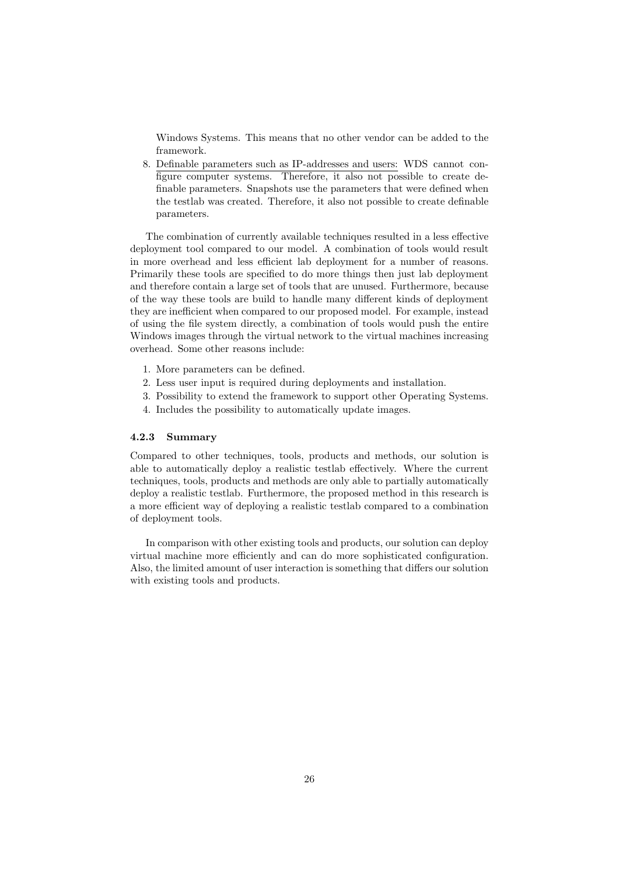Windows Systems. This means that no other vendor can be added to the framework.

8. Definable parameters such as IP-addresses and users: WDS cannot configure computer systems. Therefore, it also not possible to create definable parameters. Snapshots use the parameters that were defined when the testlab was created. Therefore, it also not possible to create definable parameters.

The combination of currently available techniques resulted in a less effective deployment tool compared to our model. A combination of tools would result in more overhead and less efficient lab deployment for a number of reasons. Primarily these tools are specified to do more things then just lab deployment and therefore contain a large set of tools that are unused. Furthermore, because of the way these tools are build to handle many different kinds of deployment they are inefficient when compared to our proposed model. For example, instead of using the file system directly, a combination of tools would push the entire Windows images through the virtual network to the virtual machines increasing overhead. Some other reasons include:

1. More parameters can be defined.
2. Less user input is required during deployments and installation.
3. Possibility to extend the framework to support other Operating Systems.
4. Includes the possibility to automatically update images.

### 4.2.3 Summary

Compared to other techniques, tools, products and methods, our solution is able to automatically deploy a realistic testlab effectively. Where the current techniques, tools, products and methods are only able to partially automatically deploy a realistic testlab. Furthermore, the proposed method in this research is a more efficient way of deploying a realistic testlab compared to a combination of deployment tools.

In comparison with other existing tools and products, our solution can deploy virtual machine more efficiently and can do more sophisticated configuration. Also, the limited amount of user interaction is something that differs our solution with existing tools and products.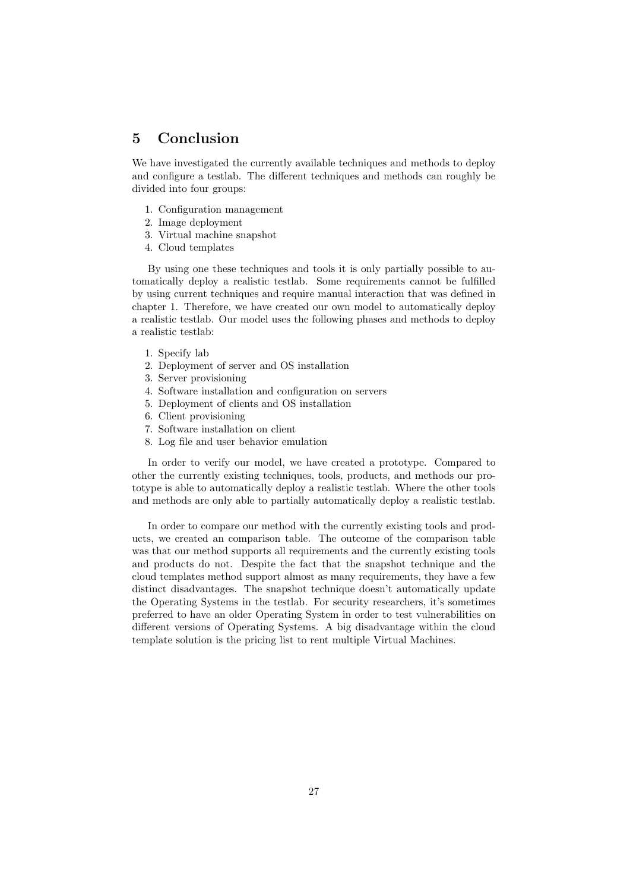# 5 Conclusion

We have investigated the currently available techniques and methods to deploy and configure a testlab. The different techniques and methods can roughly be divided into four groups:

1. Configuration management
2. Image deployment
3. Virtual machine snapshot
4. Cloud templates

By using one these techniques and tools it is only partially possible to automatically deploy a realistic testlab. Some requirements cannot be fulfilled by using current techniques and require manual interaction that was defined in chapter 1. Therefore, we have created our own model to automatically deploy a realistic testlab. Our model uses the following phases and methods to deploy a realistic testlab:

1. Specify lab
2. Deployment of server and OS installation
3. Server provisioning
4. Software installation and configuration on servers
5. Deployment of clients and OS installation
6. Client provisioning
7. Software installation on client
8. Log file and user behavior emulation

In order to verify our model, we have created a prototype. Compared to other the currently existing techniques, tools, products, and methods our prototype is able to automatically deploy a realistic testlab. Where the other tools and methods are only able to partially automatically deploy a realistic testlab.

In order to compare our method with the currently existing tools and products, we created an comparison table. The outcome of the comparison table was that our method supports all requirements and the currently existing tools and products do not. Despite the fact that the snapshot technique and the cloud templates method support almost as many requirements, they have a few distinct disadvantages. The snapshot technique doesn't automatically update the Operating Systems in the testlab. For security researchers, it's sometimes preferred to have an older Operating System in order to test vulnerabilities on different versions of Operating Systems. A big disadvantage within the cloud template solution is the pricing list to rent multiple Virtual Machines.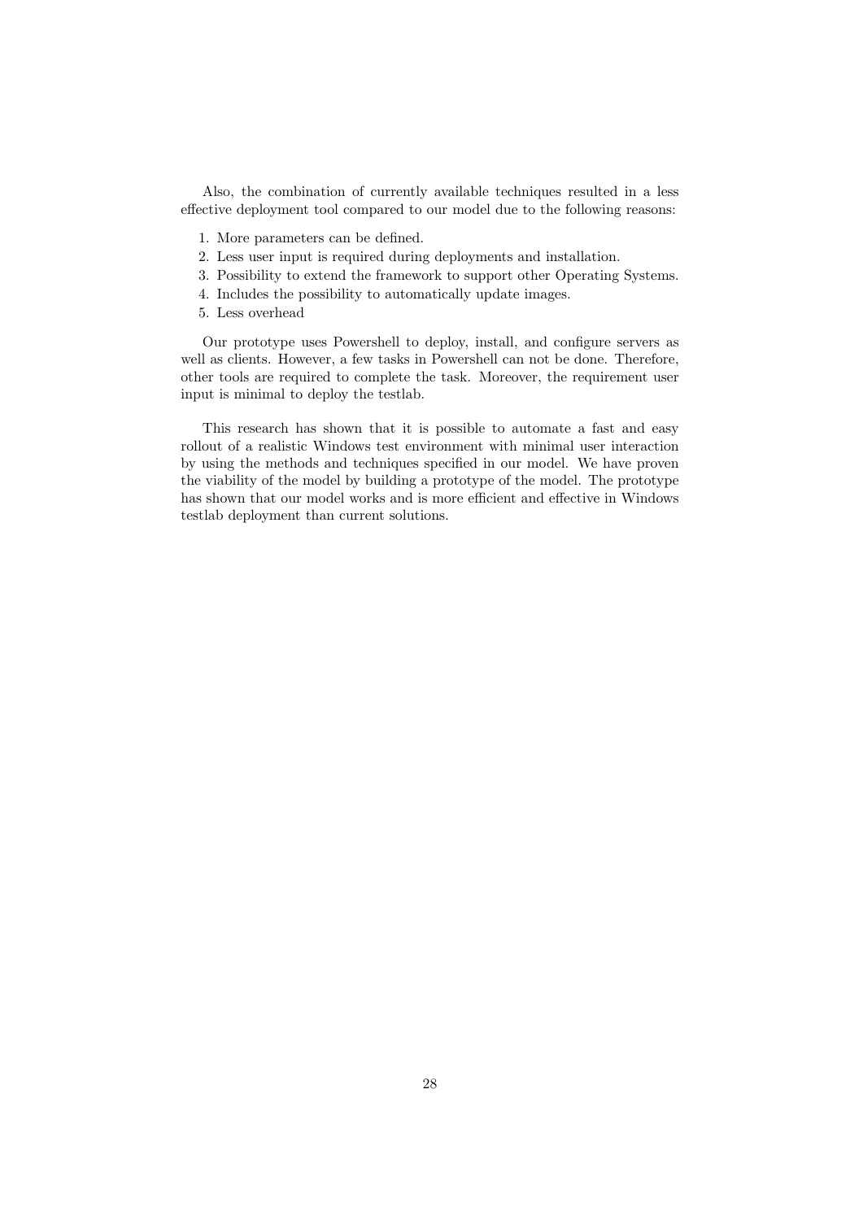Also, the combination of currently available techniques resulted in a less effective deployment tool compared to our model due to the following reasons:

1. More parameters can be defined.
2. Less user input is required during deployments and installation.
3. Possibility to extend the framework to support other Operating Systems.
4. Includes the possibility to automatically update images.
5. Less overhead

Our prototype uses Powershell to deploy, install, and configure servers as well as clients. However, a few tasks in Powershell can not be done. Therefore, other tools are required to complete the task. Moreover, the requirement user input is minimal to deploy the testlab.

This research has shown that it is possible to automate a fast and easy rollout of a realistic Windows test environment with minimal user interaction by using the methods and techniques specified in our model. We have proven the viability of the model by building a prototype of the model. The prototype has shown that our model works and is more efficient and effective in Windows testlab deployment than current solutions.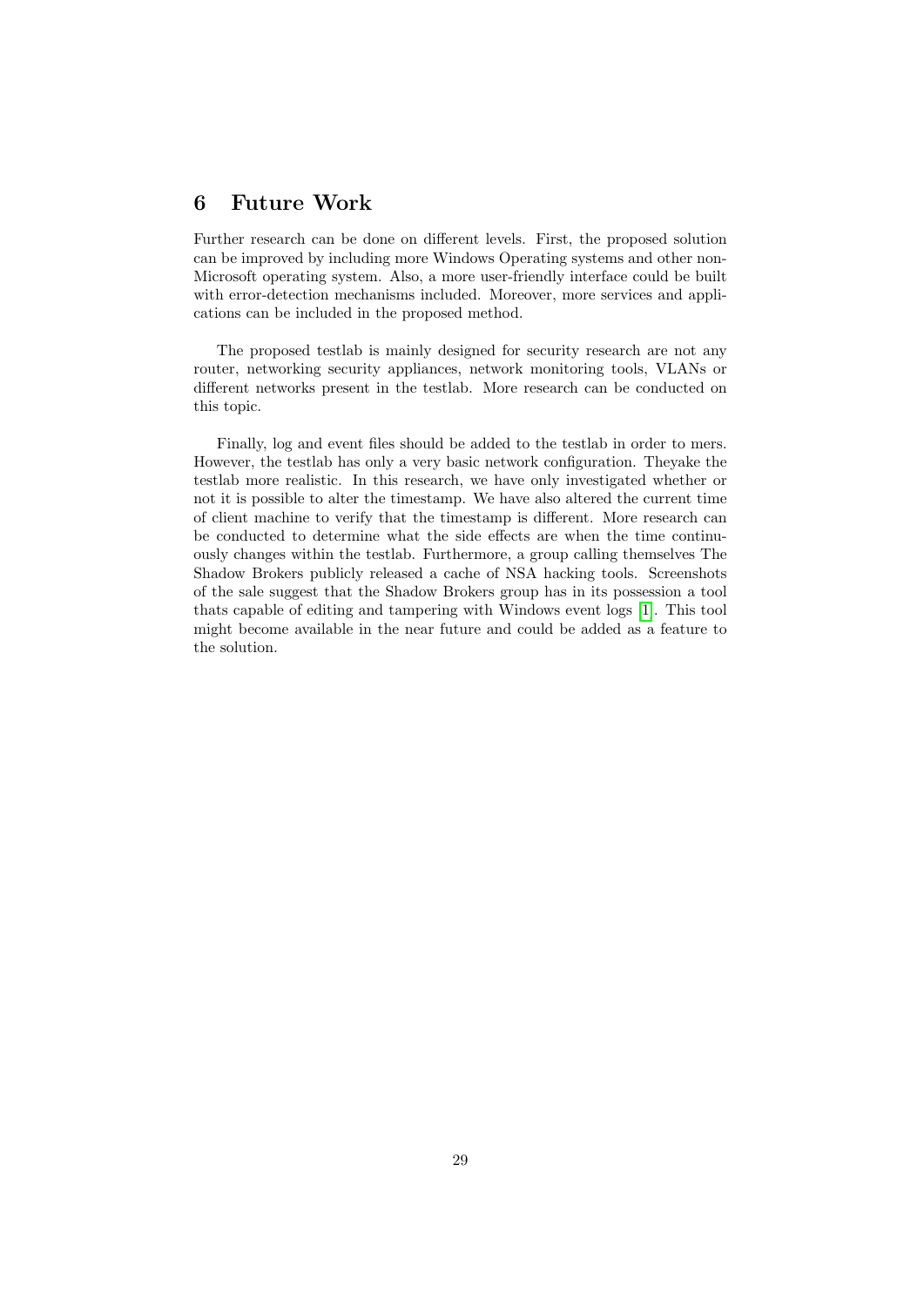## 6 Future Work

Further research can be done on different levels. First, the proposed solution can be improved by including more Windows Operating systems and other non-Microsoft operating system. Also, a more user-friendly interface could be built with error-detection mechanisms included. Moreover, more services and applications can be included in the proposed method.

The proposed testlab is mainly designed for security research are not any router, networking security appliances, network monitoring tools, VLANs or different networks present in the testlab. More research can be conducted on this topic.

Finally, log and event files should be added to the testlab in order to mers. However, the testlab has only a very basic network configuration. Theyake the testlab more realistic. In this research, we have only investigated whether or not it is possible to alter the timestamp. We have also altered the current time of client machine to verify that the timestamp is different. More research can be conducted to determine what the side effects are when the time continuously changes within the testlab. Furthermore, a group calling themselves The Shadow Brokers publicly released a cache of NSA hacking tools. Screenshots of the sale suggest that the Shadow Brokers group has in its possession a tool thats capable of editing and tampering with Windows event logs [1]. This tool might become available in the near future and could be added as a feature to the solution.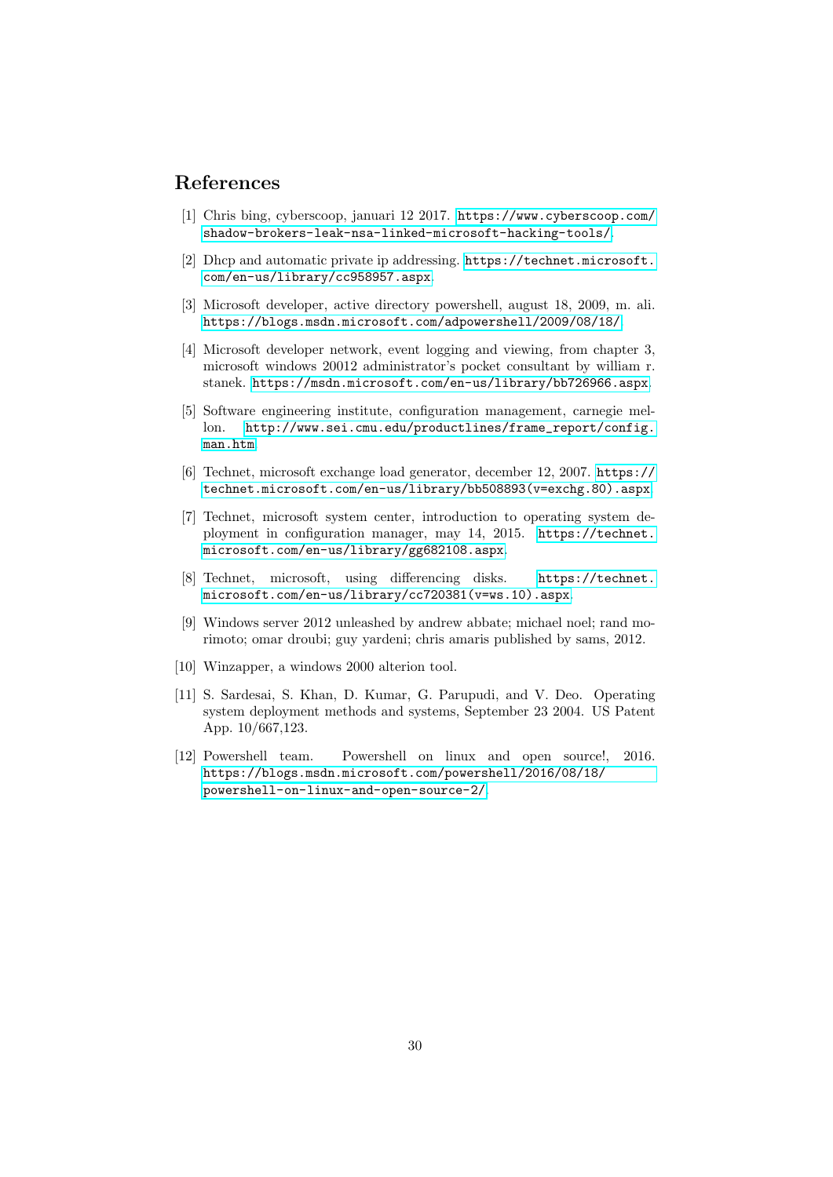# References

[1] Chris bing, cyberscoop, januari 12 2017. https://www.cyberscoop.com/shadow-brokers-leak-nsa-linked-microsoft-hacking-tools/.

[2] Dhcp and automatic private ip addressing. https://technet.microsoft.com/en-us/library/cc958957.aspx.

[3] Microsoft developer, active directory powershell, august 18, 2009, m. ali. https://blogs.msdn.microsoft.com/adpowershell/2009/08/18/.

[4] Microsoft developer network, event logging and viewing, from chapter 3, microsoft windows 20012 administrator's pocket consultant by william r. stanek. https://msdn.microsoft.com/en-us/library/bb726966.aspx.

[5] Software engineering institute, configuration management, carnegie mellon. http://www.sei.cmu.edu/productlines/frame_report/config.man.htm.

[6] Technet, microsoft exchange load generator, december 12, 2007. https://technet.microsoft.com/en-us/library/bb508893(v=exchg.80).aspx.

[7] Technet, microsoft system center, introduction to operating system deployment in configuration manager, may 14, 2015. https://technet.microsoft.com/en-us/library/gg682108.aspx.

[8] Technet, microsoft, using differencing disks. https://technet.microsoft.com/en-us/library/cc720381(v=ws.10).aspx.

[9] Windows server 2012 unleashed by andrew abbate; michael noel; rand morimoto; omar droubi; guy yardeni; chris amaris published by sams, 2012.

[10] Winzapper, a windows 2000 alterion tool.

[11] S. Sardesai, S. Khan, D. Kumar, G. Parupudi, and V. Deo. Operating system deployment methods and systems, September 23 2004. US Patent App. 10/667,123.

[12] Powershell team. Powershell on linux and open source!, 2016. https://blogs.msdn.microsoft.com/powershell/2016/08/18/powershell-on-linux-and-open-source-2/.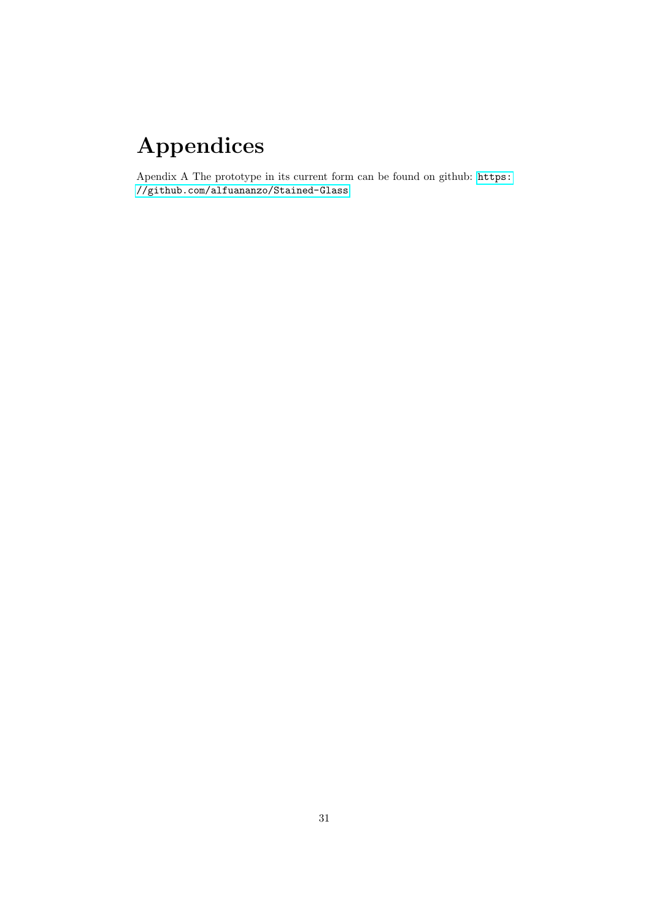# Appendices

Apendix A The prototype in its current form can be found on github: https://github.com/alfuananzo/Stained-Glass